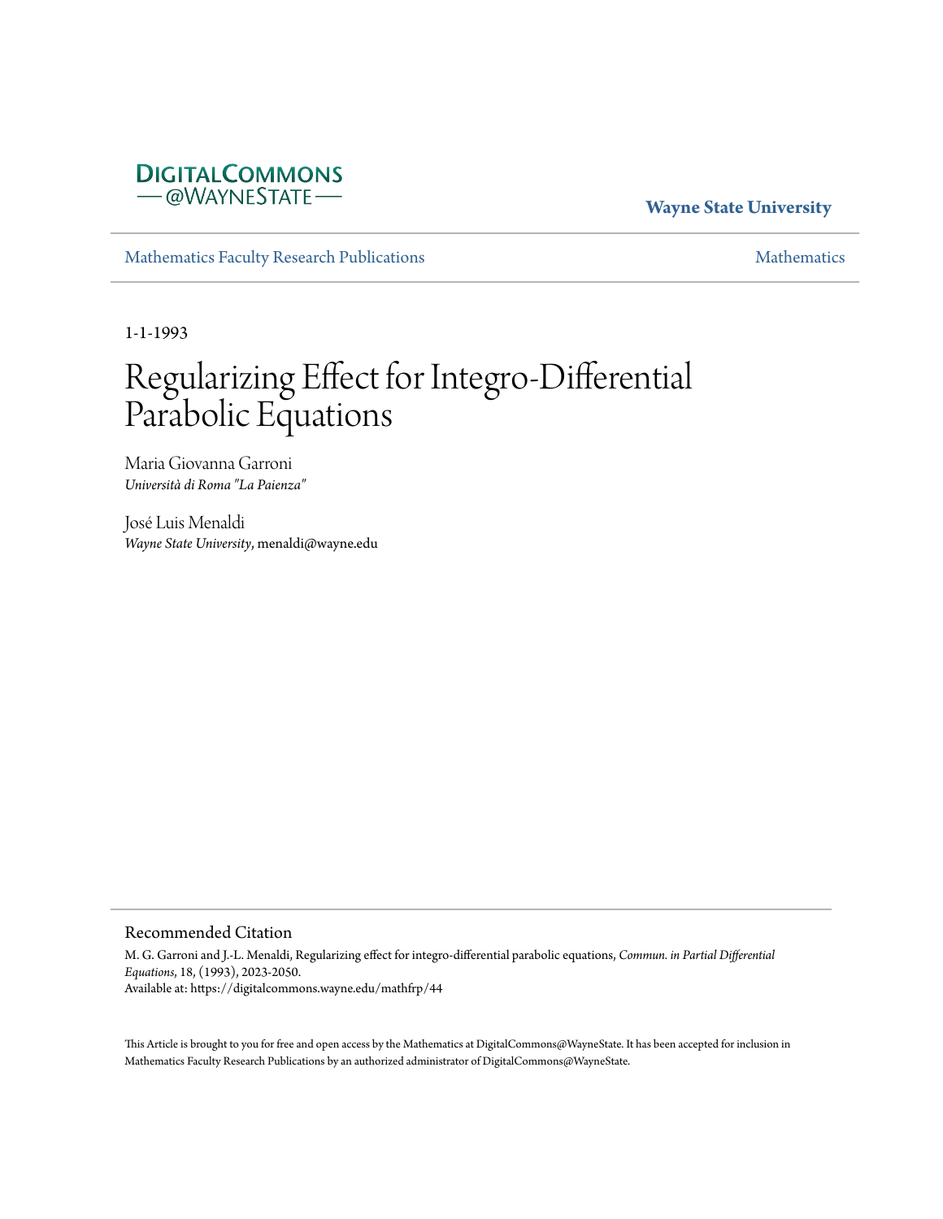DIGITALCOMMONS
— @WAYNESTATE —

**Wayne State University**

Mathematics Faculty Research Publications

Mathematics

1-1-1993

# Regularizing Effect for Integro-Differential Parabolic Equations

Maria Giovanna Garroni
*Università di Roma "La Paienza"*

José Luis Menaldi
*Wayne State University*, menaldi@wayne.edu

## Recommended Citation

M. G. Garroni and J.-L. Menaldi, Regularizing effect for integro-differential parabolic equations, *Commun. in Partial Differential Equations*, 18, (1993), 2023-2050.
Available at: https://digitalcommons.wayne.edu/mathfrp/44

This Article is brought to you for free and open access by the Mathematics at DigitalCommons@WayneState. It has been accepted for inclusion in Mathematics Faculty Research Publications by an authorized administrator of DigitalCommons@WayneState.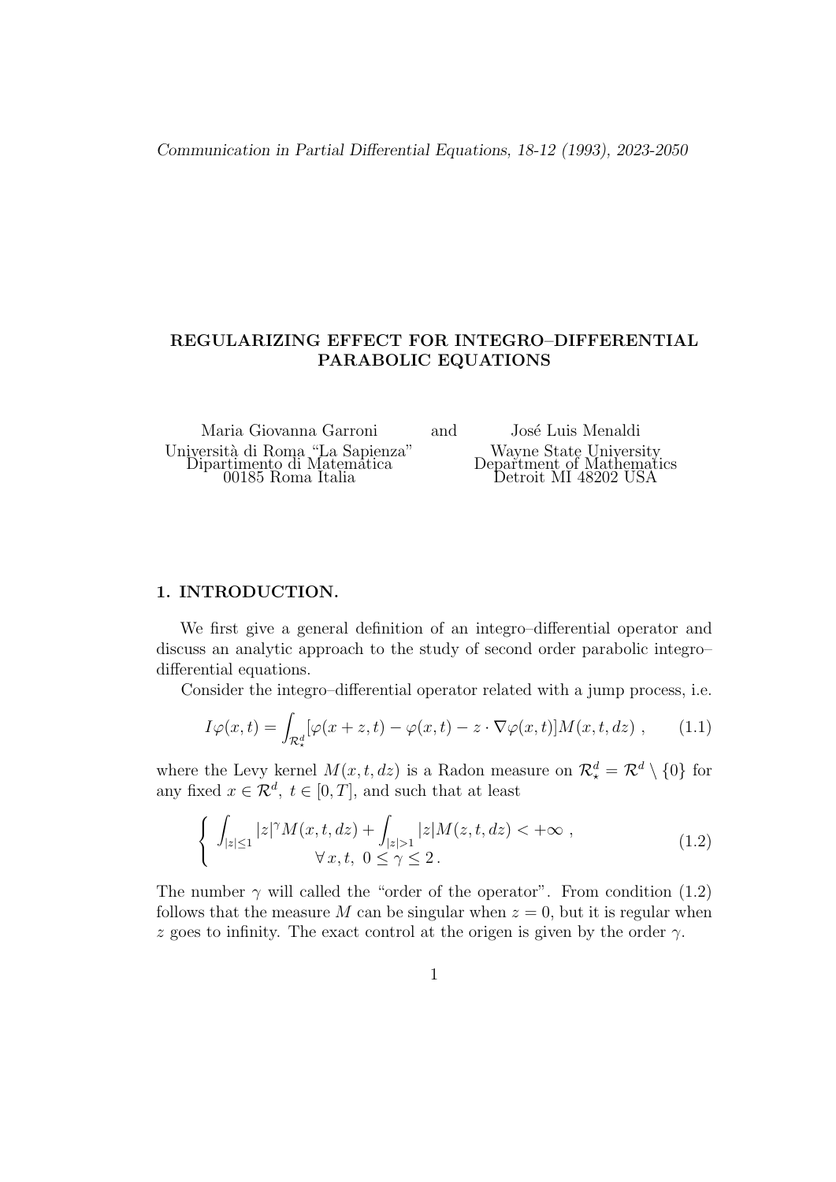*Communication in Partial Differential Equations, 18-12 (1993), 2023-2050*

# REGULARIZING EFFECT FOR INTEGRO–DIFFERENTIAL PARABOLIC EQUATIONS

Maria Giovanna Garroni
Università di Roma "La Sapienza"
Dipartimento di Matematica
00185 Roma Italia

and

José Luis Menaldi
Wayne State University
Department of Mathematics
Detroit MI 48202 USA

## 1. INTRODUCTION.

We first give a general definition of an integro–differential operator and discuss an analytic approach to the study of second order parabolic integro–differential equations.

Consider the integro–differential operator related with a jump process, i.e.

$$I\varphi(x,t) = \int_{\mathcal{R}^d_\star} [\varphi(x+z,t) - \varphi(x,t) - z \cdot \nabla\varphi(x,t)] M(x,t,dz) \ , \tag{1.1}$$

where the Levy kernel $M(x,t,dz)$ is a Radon measure on $\mathcal{R}^d_\star = \mathcal{R}^d \setminus \{0\}$ for any fixed $x \in \mathcal{R}^d, \ t \in [0,T]$, and such that at least

$$\left\{ \begin{array}{c} \displaystyle\int_{|z|\leq 1} |z|^\gamma M(x,t,dz) + \int_{|z|>1} |z| M(z,t,dz) < +\infty \ , \\ \forall \, x,t, \ 0 \leq \gamma \leq 2 \, . \end{array} \right. \tag{1.2}$$

The number $\gamma$ will called the "order of the operator". From condition (1.2) follows that the measure $M$ can be singular when $z = 0$, but it is regular when $z$ goes to infinity. The exact control at the origen is given by the order $\gamma$.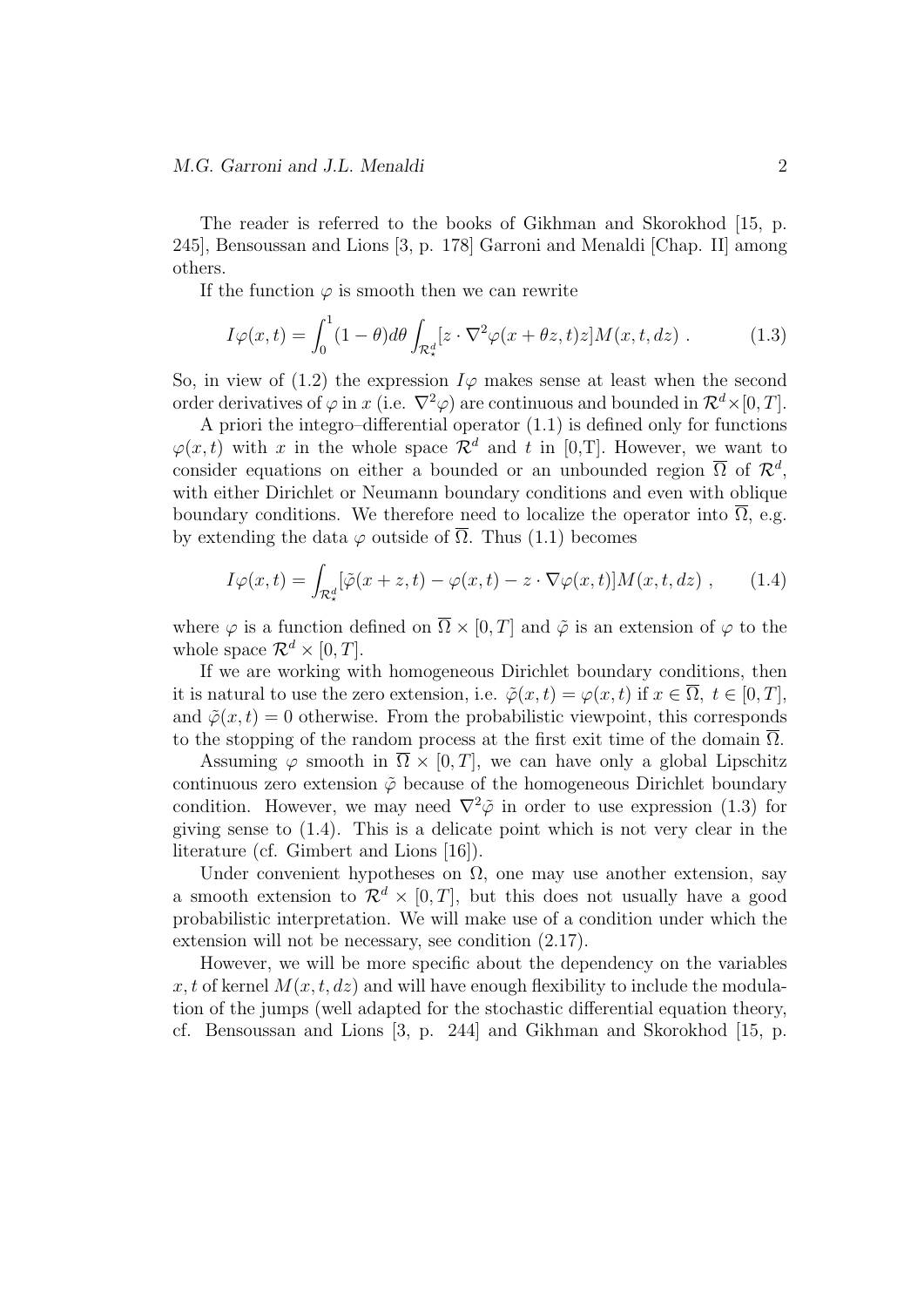The reader is referred to the books of Gikhman and Skorokhod [15, p. 245], Bensoussan and Lions [3, p. 178] Garroni and Menaldi [Chap. II] among others.

If the function $\varphi$ is smooth then we can rewrite

$$I\varphi(x,t) = \int_0^1 (1-\theta) d\theta \int_{\mathcal{R}^d_\star} [z \cdot \nabla^2 \varphi(x + \theta z, t) z] M(x,t,dz) \ . \tag{1.3}$$

So, in view of (1.2) the expression $I\varphi$ makes sense at least when the second order derivatives of $\varphi$ in $x$ (i.e. $\nabla^2\varphi$) are continuous and bounded in $\mathcal{R}^d \times [0,T]$.

A priori the integro–differential operator (1.1) is defined only for functions $\varphi(x,t)$ with $x$ in the whole space $\mathcal{R}^d$ and $t$ in [0,T]. However, we want to consider equations on either a bounded or an unbounded region $\overline{\Omega}$ of $\mathcal{R}^d$, with either Dirichlet or Neumann boundary conditions and even with oblique boundary conditions. We therefore need to localize the operator into $\overline{\Omega}$, e.g. by extending the data $\varphi$ outside of $\overline{\Omega}$. Thus (1.1) becomes

$$I\varphi(x,t) = \int_{\mathcal{R}^d_\star} [\tilde{\varphi}(x+z,t) - \varphi(x,t) - z \cdot \nabla\varphi(x,t)] M(x,t,dz) \ , \tag{1.4}$$

where $\varphi$ is a function defined on $\overline{\Omega} \times [0,T]$ and $\tilde{\varphi}$ is an extension of $\varphi$ to the whole space $\mathcal{R}^d \times [0,T]$.

If we are working with homogeneous Dirichlet boundary conditions, then it is natural to use the zero extension, i.e. $\tilde{\varphi}(x,t) = \varphi(x,t)$ if $x \in \overline{\Omega}, \ t \in [0,T]$, and $\tilde{\varphi}(x,t) = 0$ otherwise. From the probabilistic viewpoint, this corresponds to the stopping of the random process at the first exit time of the domain $\overline{\Omega}$.

Assuming $\varphi$ smooth in $\overline{\Omega} \times [0,T]$, we can have only a global Lipschitz continuous zero extension $\tilde{\varphi}$ because of the homogeneous Dirichlet boundary condition. However, we may need $\nabla^2\tilde{\varphi}$ in order to use expression (1.3) for giving sense to (1.4). This is a delicate point which is not very clear in the literature (cf. Gimbert and Lions [16]).

Under convenient hypotheses on $\Omega$, one may use another extension, say a smooth extension to $\mathcal{R}^d \times [0,T]$, but this does not usually have a good probabilistic interpretation. We will make use of a condition under which the extension will not be necessary, see condition (2.17).

However, we will be more specific about the dependency on the variables $x, t$ of kernel $M(x,t,dz)$ and will have enough flexibility to include the modulation of the jumps (well adapted for the stochastic differential equation theory, cf. Bensoussan and Lions [3, p. 244] and Gikhman and Skorokhod [15, p.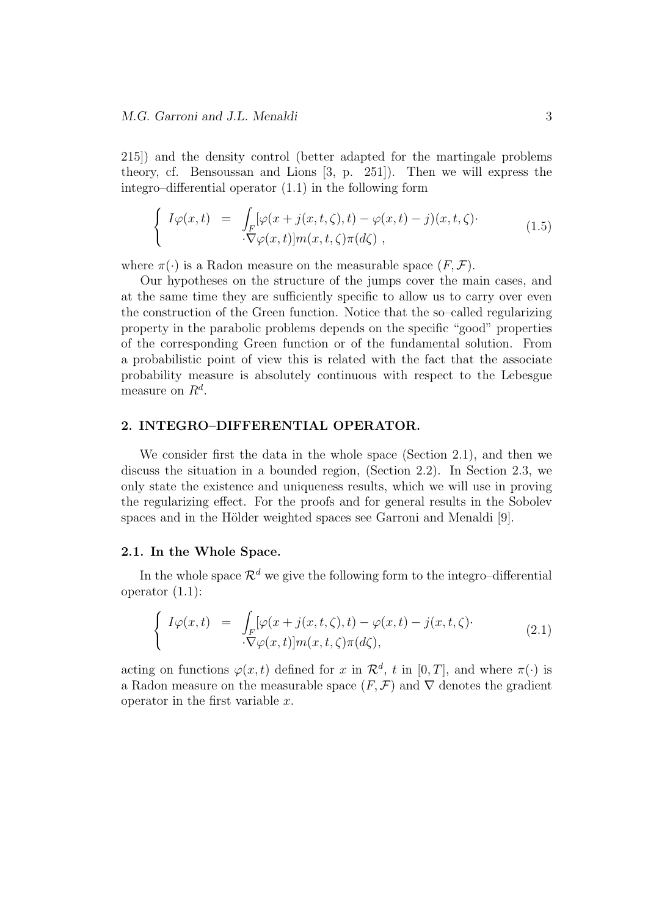215]) and the density control (better adapted for the martingale problems theory, cf. Bensoussan and Lions [3, p. 251]). Then we will express the integro–differential operator (1.1) in the following form

$$
\left\{
\begin{array}{rcl}
I\varphi(x,t) & = & \displaystyle\int_F [\varphi(x+j(x,t,\zeta),t) - \varphi(x,t) - j)(x,t,\zeta)\cdot \\
 & & \cdot\nabla\varphi(x,t)]m(x,t,\zeta)\pi(d\zeta) \ ,
\end{array}
\right.
\tag{1.5}
$$

where $\pi(\cdot)$ is a Radon measure on the measurable space $(F, \mathcal{F})$.

Our hypotheses on the structure of the jumps cover the main cases, and at the same time they are sufficiently specific to allow us to carry over even the construction of the Green function. Notice that the so–called regularizing property in the parabolic problems depends on the specific "good" properties of the corresponding Green function or of the fundamental solution. From a probabilistic point of view this is related with the fact that the associate probability measure is absolutely continuous with respect to the Lebesgue measure on $R^d$.

## 2. INTEGRO–DIFFERENTIAL OPERATOR.

We consider first the data in the whole space (Section 2.1), and then we discuss the situation in a bounded region, (Section 2.2). In Section 2.3, we only state the existence and uniqueness results, which we will use in proving the regularizing effect. For the proofs and for general results in the Sobolev spaces and in the Hölder weighted spaces see Garroni and Menaldi [9].

### 2.1. In the Whole Space.

In the whole space $\mathcal{R}^d$ we give the following form to the integro–differential operator (1.1):

$$
\left\{
\begin{array}{rcl}
I\varphi(x,t) & = & \displaystyle\int_F [\varphi(x+j(x,t,\zeta),t) - \varphi(x,t) - j(x,t,\zeta)\cdot \\
 & & \cdot\nabla\varphi(x,t)]m(x,t,\zeta)\pi(d\zeta),
\end{array}
\right.
\tag{2.1}
$$

acting on functions $\varphi(x,t)$ defined for $x$ in $\mathcal{R}^d$, $t$ in $[0,T]$, and where $\pi(\cdot)$ is a Radon measure on the measurable space $(F, \mathcal{F})$ and $\nabla$ denotes the gradient operator in the first variable $x$.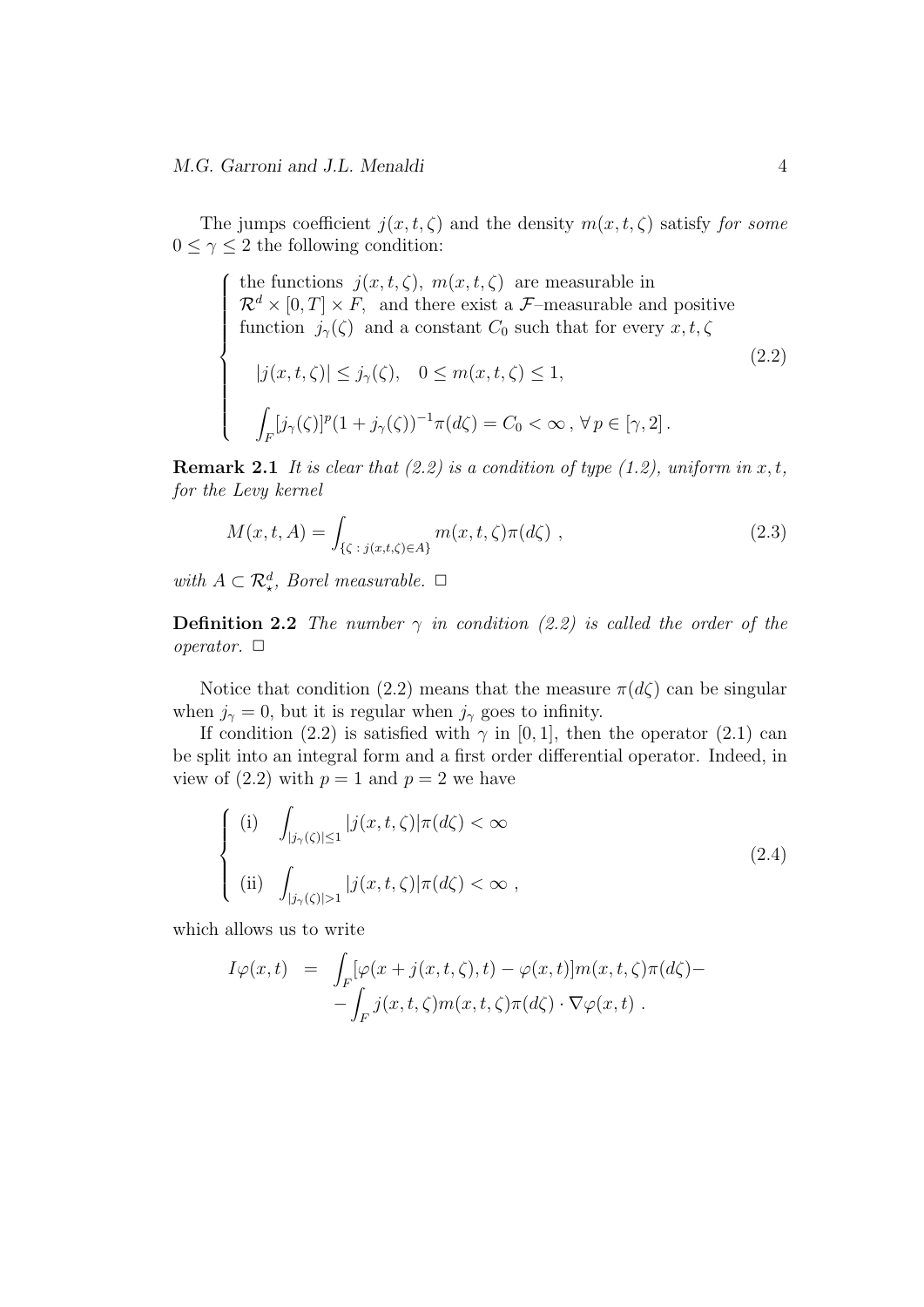The jumps coefficient $j(x,t,\zeta)$ and the density $m(x,t,\zeta)$ satisfy *for some* $0 \le \gamma \le 2$ the following condition:

$$
\left\{
\begin{array}{l}
\text{the functions } \ j(x,t,\zeta), \ m(x,t,\zeta) \ \text{ are measurable in} \\
\mathcal{R}^d \times [0,T] \times F, \ \text{ and there exist a } \mathcal{F}\text{–measurable and positive} \\
\text{function } \ j_\gamma(\zeta) \ \text{ and a constant } C_0 \text{ such that for every } x,t,\zeta \\
\quad |j(x,t,\zeta)| \le j_\gamma(\zeta), \quad 0 \le m(x,t,\zeta) \le 1, \\
\quad \displaystyle\int_F [j_\gamma(\zeta)]^p (1+j_\gamma(\zeta))^{-1} \pi(d\zeta) = C_0 < \infty \, , \, \forall \, p \in [\gamma, 2] \, .
\end{array}
\right.
\tag{2.2}
$$

**Remark 2.1** *It is clear that (2.2) is a condition of type (1.2), uniform in $x,t$, for the Levy kernel*

$$
M(x,t,A) = \int_{\{\zeta \, : \, j(x,t,\zeta) \in A\}} m(x,t,\zeta) \pi(d\zeta) \ , \tag{2.3}
$$

*with $A \subset \mathcal{R}^d_\star$, Borel measurable.* $\square$

**Definition 2.2** *The number $\gamma$ in condition (2.2) is called the order of the operator.* $\square$

Notice that condition (2.2) means that the measure $\pi(d\zeta)$ can be singular when $j_\gamma = 0$, but it is regular when $j_\gamma$ goes to infinity.

If condition (2.2) is satisfied with $\gamma$ in $[0,1]$, then the operator (2.1) can be split into an integral form and a first order differential operator. Indeed, in view of (2.2) with $p=1$ and $p=2$ we have

$$
\left\{
\begin{array}{l}
\text{(i)} \quad \displaystyle\int_{|j_\gamma(\zeta)| \le 1} |j(x,t,\zeta)| \pi(d\zeta) < \infty \\
\text{(ii)} \quad \displaystyle\int_{|j_\gamma(\zeta)| > 1} |j(x,t,\zeta)| \pi(d\zeta) < \infty \ ,
\end{array}
\right.
\tag{2.4}
$$

which allows us to write

$$
\begin{aligned}
I\varphi(x,t) \ &= \ \int_F [\varphi(x + j(x,t,\zeta), t) - \varphi(x,t)] m(x,t,\zeta) \pi(d\zeta) - \\
&\quad - \int_F j(x,t,\zeta) m(x,t,\zeta) \pi(d\zeta) \cdot \nabla \varphi(x,t) \ .
\end{aligned}
$$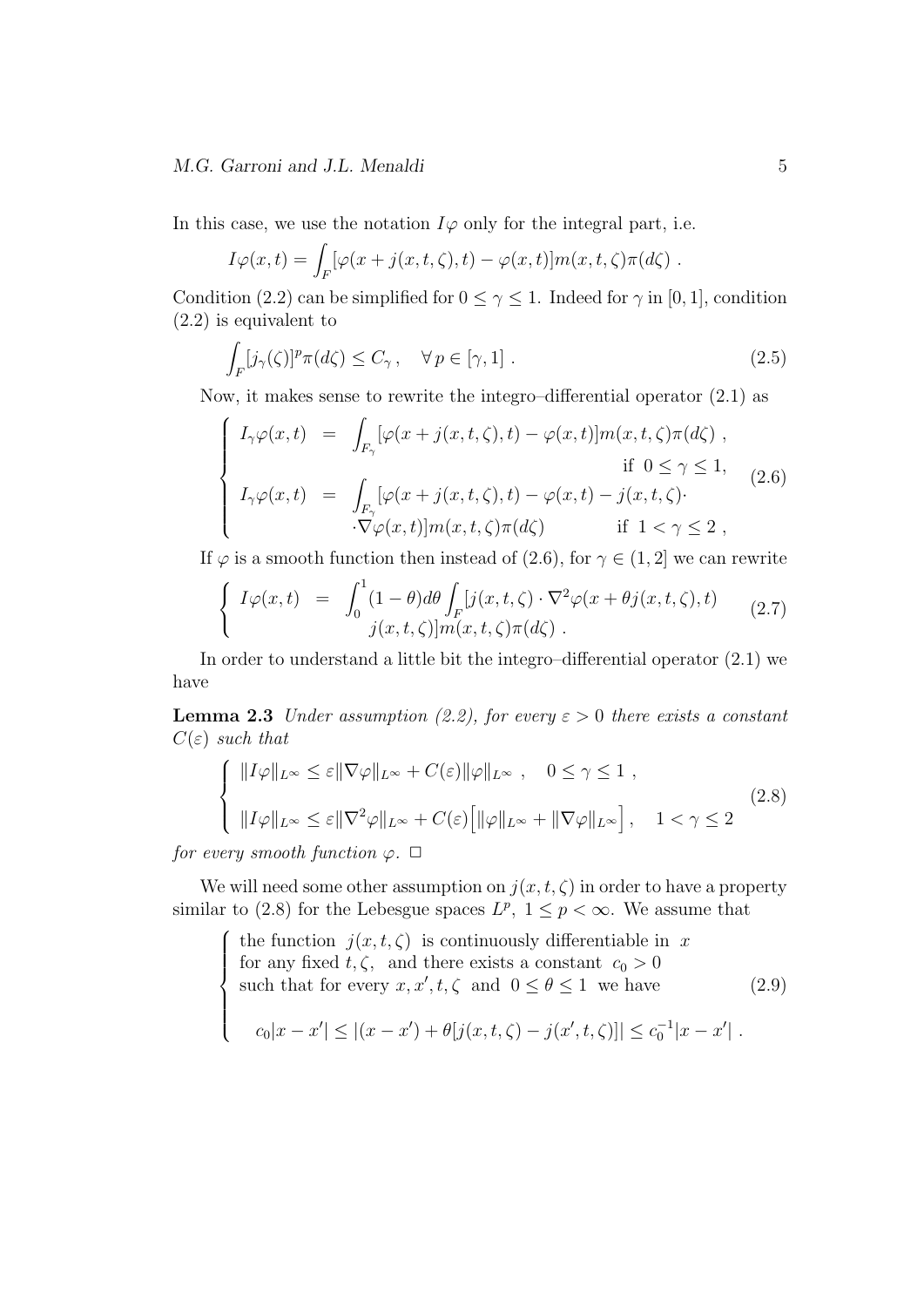In this case, we use the notation $I\varphi$ only for the integral part, i.e.

$$I\varphi(x,t) = \int_F [\varphi(x + j(x,t,\zeta),t) - \varphi(x,t)]m(x,t,\zeta)\pi(d\zeta) \ .$$

Condition (2.2) can be simplified for $0 \le \gamma \le 1$. Indeed for $\gamma$ in $[0,1]$, condition (2.2) is equivalent to

$$\int_F [j_\gamma(\zeta)]^p \pi(d\zeta) \le C_\gamma \,, \quad \forall\, p \in [\gamma, 1] \ . \tag{2.5}$$

Now, it makes sense to rewrite the integro–differential operator (2.1) as

$$\begin{cases} I_\gamma \varphi(x,t) &= \displaystyle\int_{F_\gamma} [\varphi(x + j(x,t,\zeta),t) - \varphi(x,t)]m(x,t,\zeta)\pi(d\zeta) \ , \\ & \qquad\qquad\qquad\qquad\qquad\qquad \text{if } \ 0 \le \gamma \le 1, \\ I_\gamma \varphi(x,t) &= \displaystyle\int_{F_\gamma} [\varphi(x + j(x,t,\zeta),t) - \varphi(x,t) - j(x,t,\zeta) \cdot \\ & \qquad \cdot \nabla \varphi(x,t)]m(x,t,\zeta)\pi(d\zeta) \qquad\quad \text{if } \ 1 < \gamma \le 2 \ , \end{cases} \tag{2.6}$$

If $\varphi$ is a smooth function then instead of (2.6), for $\gamma \in (1,2]$ we can rewrite

$$\begin{cases} I\varphi(x,t) &= \displaystyle\int_0^1 (1-\theta)d\theta \int_F [j(x,t,\zeta) \cdot \nabla^2 \varphi(x + \theta j(x,t,\zeta),t) \\ & \qquad j(x,t,\zeta)]m(x,t,\zeta)\pi(d\zeta) \ . \end{cases} \tag{2.7}$$

In order to understand a little bit the integro–differential operator (2.1) we have

**Lemma 2.3** *Under assumption (2.2), for every $\varepsilon > 0$ there exists a constant $C(\varepsilon)$ such that*

$$\begin{cases} \|I\varphi\|_{L^\infty} \le \varepsilon \|\nabla \varphi\|_{L^\infty} + C(\varepsilon)\|\varphi\|_{L^\infty} \ , \quad 0 \le \gamma \le 1 \ , \\ \|I\varphi\|_{L^\infty} \le \varepsilon \|\nabla^2 \varphi\|_{L^\infty} + C(\varepsilon)\Big[\|\varphi\|_{L^\infty} + \|\nabla \varphi\|_{L^\infty}\Big] \ , \quad 1 < \gamma \le 2 \end{cases} \tag{2.8}$$

*for every smooth function $\varphi$.* $\square$

We will need some other assumption on $j(x,t,\zeta)$ in order to have a property similar to (2.8) for the Lebesgue spaces $L^p$, $1 \le p < \infty$. We assume that

$$\begin{cases} \text{the function } \ j(x,t,\zeta) \ \text{ is continuously differentiable in } \ x \\ \text{for any fixed } t, \zeta, \ \text{ and there exists a constant } \ c_0 > 0 \\ \text{such that for every } \ x, x', t, \zeta \ \text{ and } \ 0 \le \theta \le 1 \ \text{ we have} \\ \\ \quad c_0|x - x'| \le |(x - x') + \theta[j(x,t,\zeta) - j(x',t,\zeta)]| \le c_0^{-1}|x - x'| \ . \end{cases} \tag{2.9}$$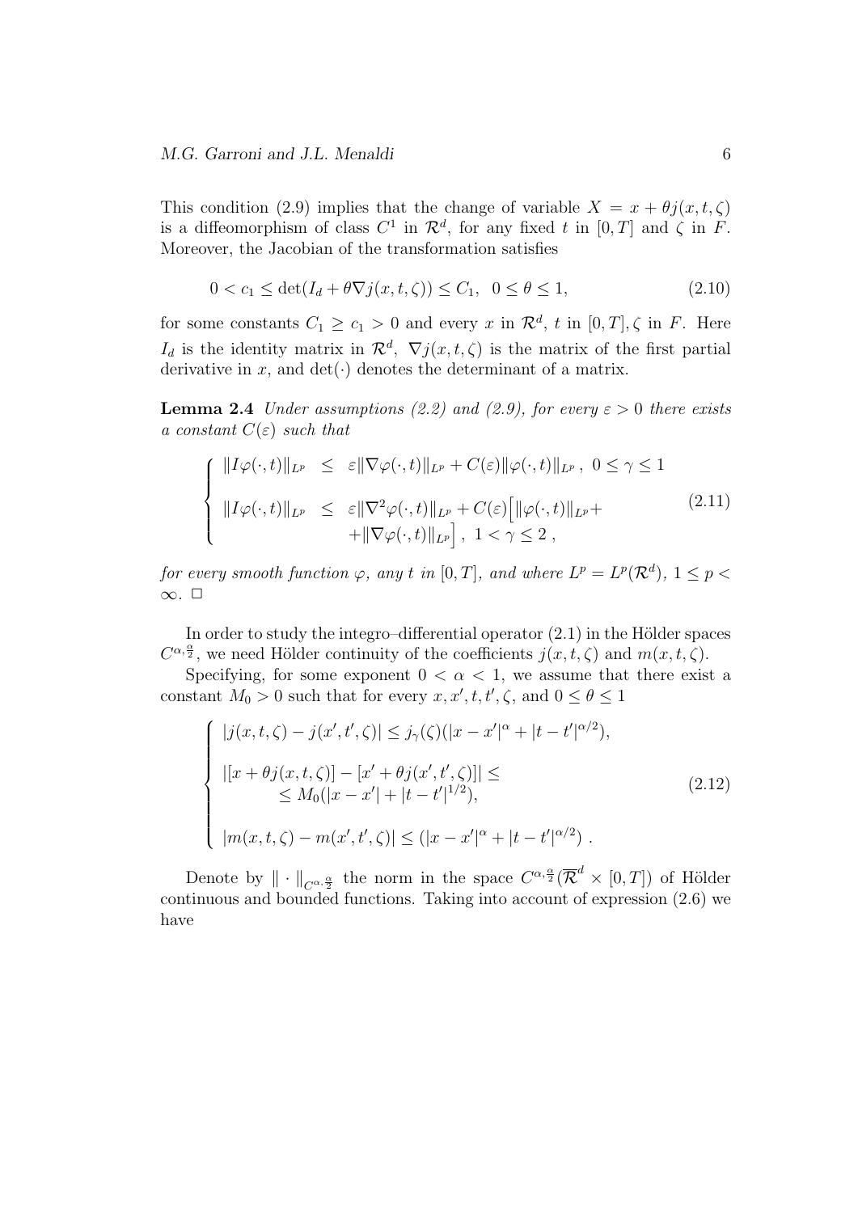This condition (2.9) implies that the change of variable $X = x + \theta j(x,t,\zeta)$ is a diffeomorphism of class $C^1$ in $\mathcal{R}^d$, for any fixed $t$ in $[0,T]$ and $\zeta$ in $F$. Moreover, the Jacobian of the transformation satisfies

$$
0 < c_1 \le \det(I_d + \theta \nabla j(x,t,\zeta)) \le C_1, \quad 0 \le \theta \le 1, \tag{2.10}
$$

for some constants $C_1 \ge c_1 > 0$ and every $x$ in $\mathcal{R}^d$, $t$ in $[0,T]$, $\zeta$ in $F$. Here $I_d$ is the identity matrix in $\mathcal{R}^d$, $\nabla j(x,t,\zeta)$ is the matrix of the first partial derivative in $x$, and $\det(\cdot)$ denotes the determinant of a matrix.

**Lemma 2.4** *Under assumptions (2.2) and (2.9), for every $\varepsilon > 0$ there exists a constant $C(\varepsilon)$ such that*

$$
\begin{cases}
\|I\varphi(\cdot,t)\|_{L^p} \le \varepsilon \|\nabla\varphi(\cdot,t)\|_{L^p} + C(\varepsilon)\|\varphi(\cdot,t)\|_{L^p}\,, \ 0 \le \gamma \le 1 \\[2mm]
\|I\varphi(\cdot,t)\|_{L^p} \le \varepsilon \|\nabla^2\varphi(\cdot,t)\|_{L^p} + C(\varepsilon)\Big[\|\varphi(\cdot,t)\|_{L^p} + \\
\qquad\qquad + \|\nabla\varphi(\cdot,t)\|_{L^p}\Big]\,, \ 1 < \gamma \le 2\,,
\end{cases} \tag{2.11}
$$

*for every smooth function $\varphi$, any $t$ in $[0,T]$, and where $L^p = L^p(\mathcal{R}^d)$, $1 \le p < \infty$.* $\square$

In order to study the integro–differential operator (2.1) in the Hölder spaces $C^{\alpha,\frac{\alpha}{2}}$, we need Hölder continuity of the coefficients $j(x,t,\zeta)$ and $m(x,t,\zeta)$.

Specifying, for some exponent $0 < \alpha < 1$, we assume that there exist a constant $M_0 > 0$ such that for every $x, x', t, t', \zeta$, and $0 \le \theta \le 1$

$$
\begin{cases}
|j(x,t,\zeta) - j(x',t',\zeta)| \le j_\gamma(\zeta)(|x-x'|^\alpha + |t-t'|^{\alpha/2}), \\[2mm]
|[x + \theta j(x,t,\zeta)] - [x' + \theta j(x',t',\zeta)]| \le \\
\qquad \le M_0(|x-x'| + |t-t'|^{1/2}), \\[2mm]
|m(x,t,\zeta) - m(x',t',\zeta)| \le (|x-x'|^\alpha + |t-t'|^{\alpha/2})\,.
\end{cases} \tag{2.12}
$$

Denote by $\|\cdot\|_{C^{\alpha,\frac{\alpha}{2}}}$ the norm in the space $C^{\alpha,\frac{\alpha}{2}}(\overline{\mathcal{R}}^d \times [0,T])$ of Hölder continuous and bounded functions. Taking into account of expression (2.6) we have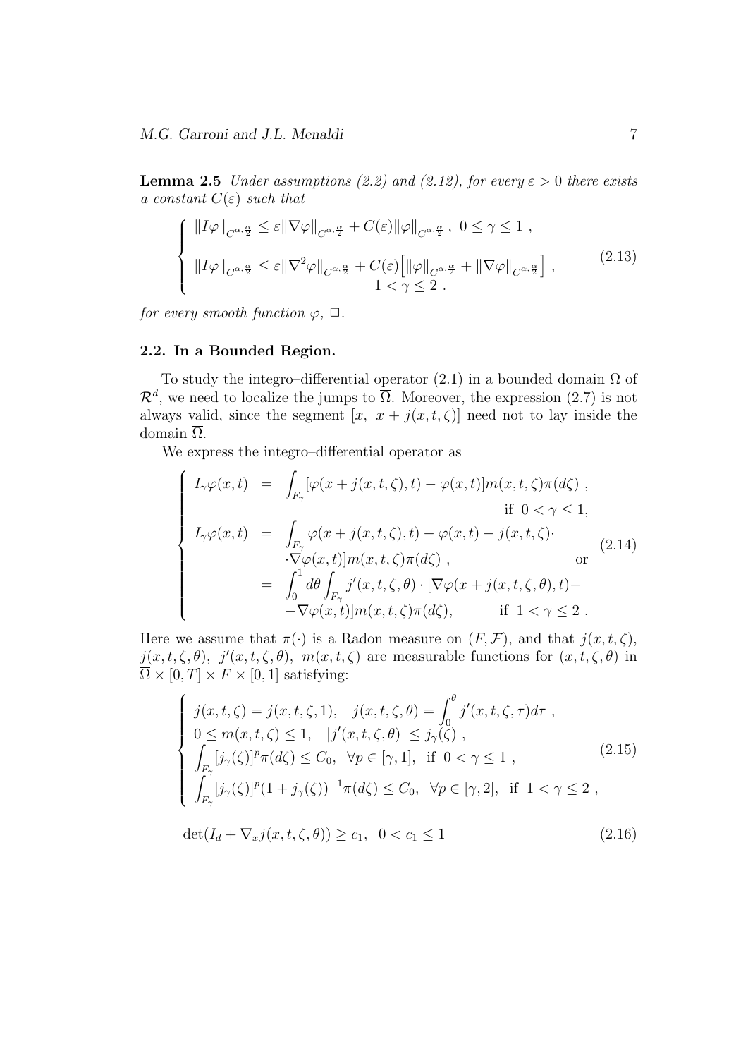**Lemma 2.5** *Under assumptions (2.2) and (2.12), for every $\varepsilon > 0$ there exists a constant $C(\varepsilon)$ such that*

$$
\begin{cases}
\|I\varphi\|_{C^{\alpha,\frac{\alpha}{2}}} \le \varepsilon \|\nabla\varphi\|_{C^{\alpha,\frac{\alpha}{2}}} + C(\varepsilon)\|\varphi\|_{C^{\alpha,\frac{\alpha}{2}}} \,, \ 0 \le \gamma \le 1 \,, \\
\|I\varphi\|_{C^{\alpha,\frac{\alpha}{2}}} \le \varepsilon \|\nabla^2\varphi\|_{C^{\alpha,\frac{\alpha}{2}}} + C(\varepsilon)\Big[\|\varphi\|_{C^{\alpha,\frac{\alpha}{2}}} + \|\nabla\varphi\|_{C^{\alpha,\frac{\alpha}{2}}}\Big] \,, \\
\qquad\qquad 1 < \gamma \le 2 \,.
\end{cases}
\tag{2.13}
$$

*for every smooth function $\varphi$, $\Box$.*

### 2.2. In a Bounded Region.

To study the integro–differential operator (2.1) in a bounded domain $\Omega$ of $\mathcal{R}^d$, we need to localize the jumps to $\overline{\Omega}$. Moreover, the expression (2.7) is not always valid, since the segment $[x, \ x + j(x,t,\zeta)]$ need not to lay inside the domain $\overline{\Omega}$.

We express the integro–differential operator as

$$
\begin{cases}
I_\gamma\varphi(x,t) = \displaystyle\int_{F_\gamma} [\varphi(x + j(x,t,\zeta),t) - \varphi(x,t)] m(x,t,\zeta)\pi(d\zeta) \,, \\
\qquad\qquad\qquad\qquad\qquad\qquad \text{if } \ 0 < \gamma \le 1, \\
I_\gamma\varphi(x,t) = \displaystyle\int_{F_\gamma} \varphi(x + j(x,t,\zeta),t) - \varphi(x,t) - j(x,t,\zeta)\cdot \\
\qquad \cdot\nabla\varphi(x,t)] m(x,t,\zeta)\pi(d\zeta) \,, \qquad\qquad \text{or} \\
\qquad = \displaystyle\int_0^1 d\theta \int_{F_\gamma} j'(x,t,\zeta,\theta)\cdot[\nabla\varphi(x + j(x,t,\zeta,\theta),t) - \\
\qquad -\nabla\varphi(x,t)] m(x,t,\zeta)\pi(d\zeta), \qquad \text{if } \ 1 < \gamma \le 2 \,.
\end{cases}
\tag{2.14}
$$

Here we assume that $\pi(\cdot)$ is a Radon measure on $(F, \mathcal{F})$, and that $j(x,t,\zeta)$, $j(x,t,\zeta,\theta)$, $j'(x,t,\zeta,\theta)$, $m(x,t,\zeta)$ are measurable functions for $(x,t,\zeta,\theta)$ in $\overline{\Omega} \times [0,T] \times F \times [0,1]$ satisfying:

$$
\begin{cases}
j(x,t,\zeta) = j(x,t,\zeta,1), \quad j(x,t,\zeta,\theta) = \displaystyle\int_0^\theta j'(x,t,\zeta,\tau)d\tau \,, \\
0 \le m(x,t,\zeta) \le 1, \quad |j'(x,t,\zeta,\theta)| \le j_\gamma(\zeta) \,, \\
\displaystyle\int_{F_\gamma} [j_\gamma(\zeta)]^p \pi(d\zeta) \le C_0, \ \ \forall p \in [\gamma, 1], \ \text{ if } \ 0 < \gamma \le 1 \,, \\
\displaystyle\int_{F_\gamma} [j_\gamma(\zeta)]^p (1 + j_\gamma(\zeta))^{-1} \pi(d\zeta) \le C_0, \ \ \forall p \in [\gamma, 2], \ \text{ if } \ 1 < \gamma \le 2 \,,
\end{cases}
\tag{2.15}
$$

$$
\det(I_d + \nabla_x j(x,t,\zeta,\theta)) \ge c_1, \ \ 0 < c_1 \le 1
\tag{2.16}
$$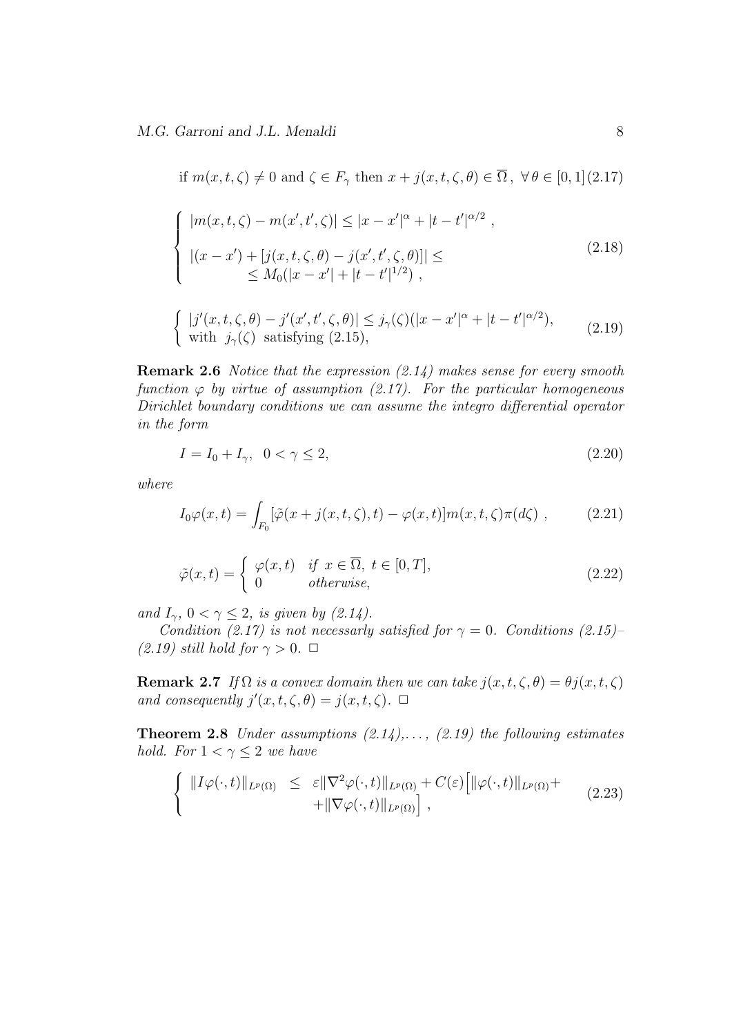$$\text{if } m(x,t,\zeta) \neq 0 \text{ and } \zeta \in F_\gamma \text{ then } x + j(x,t,\zeta,\theta) \in \overline{\Omega}\,, \ \forall\, \theta \in [0,1] \tag{2.17}$$

$$\left\{ \begin{array}{l} |m(x,t,\zeta) - m(x',t',\zeta)| \leq |x-x'|^\alpha + |t-t'|^{\alpha/2}\,, \\ \\ |(x-x') + [j(x,t,\zeta,\theta) - j(x',t',\zeta,\theta)]| \leq \\ \qquad \leq M_0(|x-x'| + |t-t'|^{1/2})\,, \end{array} \right. \tag{2.18}$$

$$\left\{ \begin{array}{l} |j'(x,t,\zeta,\theta) - j'(x',t',\zeta,\theta)| \leq j_\gamma(\zeta)(|x-x'|^\alpha + |t-t'|^{\alpha/2}), \\ \text{with } \ j_\gamma(\zeta) \ \text{satisfying (2.15),} \end{array} \right. \tag{2.19}$$

**Remark 2.6** *Notice that the expression (2.14) makes sense for every smooth function $\varphi$ by virtue of assumption (2.17). For the particular homogeneous Dirichlet boundary conditions we can assume the integro differential operator in the form*

$$I = I_0 + I_\gamma, \ \ 0 < \gamma \leq 2, \tag{2.20}$$

*where*

$$I_0\varphi(x,t) = \int_{F_0} [\tilde{\varphi}(x + j(x,t,\zeta),t) - \varphi(x,t)] m(x,t,\zeta) \pi(d\zeta)\,, \tag{2.21}$$

$$\tilde{\varphi}(x,t) = \left\{ \begin{array}{ll} \varphi(x,t) & \text{if } x \in \overline{\Omega},\ t \in [0,T], \\ 0 & \text{otherwise,} \end{array} \right. \tag{2.22}$$

*and $I_\gamma$, $0 < \gamma \leq 2$, is given by (2.14).*

*Condition (2.17) is not necessarly satisfied for $\gamma = 0$. Conditions (2.15)–(2.19) still hold for $\gamma > 0$.* $\square$

**Remark 2.7** *If $\Omega$ is a convex domain then we can take $j(x,t,\zeta,\theta) = \theta j(x,t,\zeta)$ and consequently $j'(x,t,\zeta,\theta) = j(x,t,\zeta)$.* $\square$

**Theorem 2.8** *Under assumptions (2.14),..., (2.19) the following estimates hold. For $1 < \gamma \leq 2$ we have*

$$\left\{ \begin{array}{rcl} \|I\varphi(\cdot,t)\|_{L^p(\Omega)} & \leq & \varepsilon \|\nabla^2\varphi(\cdot,t)\|_{L^p(\Omega)} + C(\varepsilon)\Big[\|\varphi(\cdot,t)\|_{L^p(\Omega)} + \\ & & + \|\nabla\varphi(\cdot,t)\|_{L^p(\Omega)}\Big]\,, \end{array} \right. \tag{2.23}$$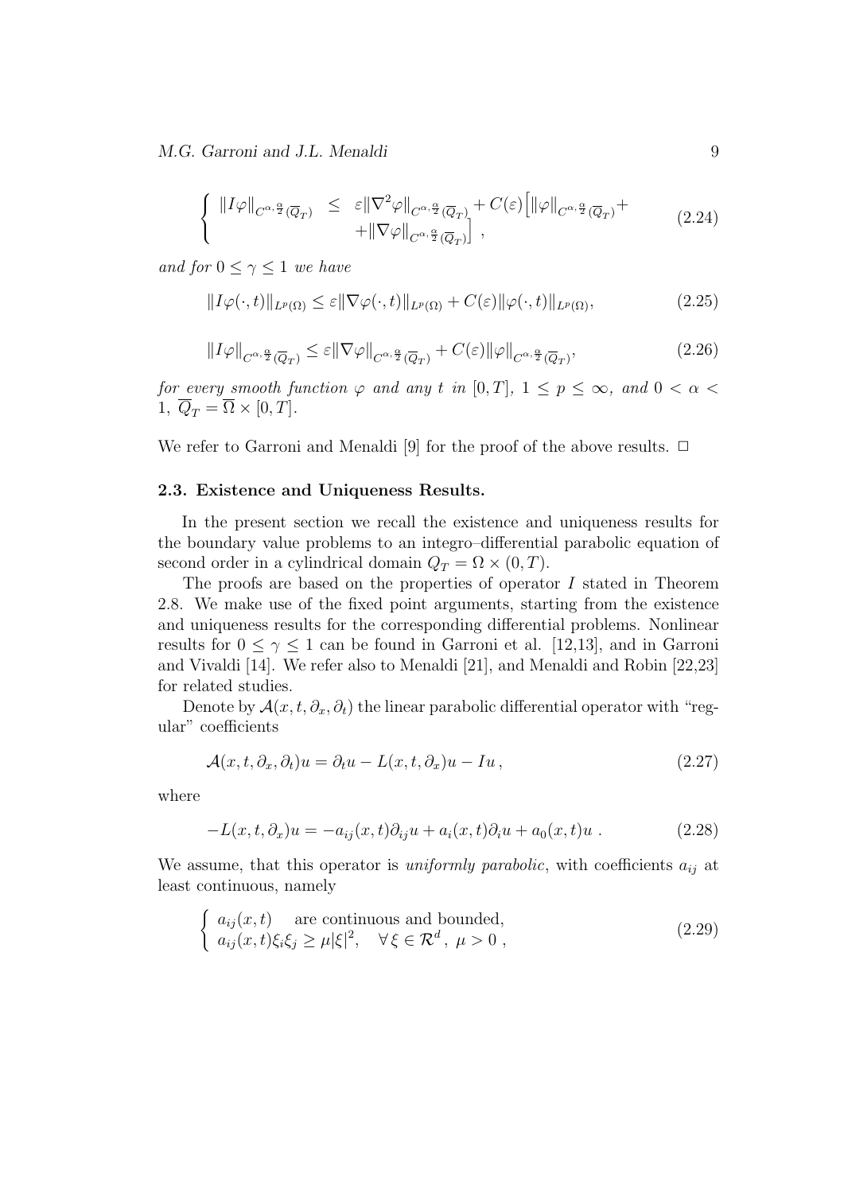$$
\left\{ \begin{array}{lcl} \|I\varphi\|_{C^{\alpha,\frac{\alpha}{2}}(\overline{Q}_T)} & \leq & \varepsilon\|\nabla^2\varphi\|_{C^{\alpha,\frac{\alpha}{2}}(\overline{Q}_T)} + C(\varepsilon)\Big[\|\varphi\|_{C^{\alpha,\frac{\alpha}{2}}(\overline{Q}_T)} + \\ & & +\|\nabla\varphi\|_{C^{\alpha,\frac{\alpha}{2}}(\overline{Q}_T)}\Big]\ , \end{array} \right. \tag{2.24}
$$

*and for $0 \leq \gamma \leq 1$ we have*

$$
\|I\varphi(\cdot,t)\|_{L^p(\Omega)} \leq \varepsilon\|\nabla\varphi(\cdot,t)\|_{L^p(\Omega)} + C(\varepsilon)\|\varphi(\cdot,t)\|_{L^p(\Omega)}, \tag{2.25}
$$

$$
\|I\varphi\|_{C^{\alpha,\frac{\alpha}{2}}(\overline{Q}_T)} \leq \varepsilon\|\nabla\varphi\|_{C^{\alpha,\frac{\alpha}{2}}(\overline{Q}_T)} + C(\varepsilon)\|\varphi\|_{C^{\alpha,\frac{\alpha}{2}}(\overline{Q}_T)}, \tag{2.26}
$$

*for every smooth function $\varphi$ and any $t$ in $[0,T]$, $1 \leq p \leq \infty$, and $0 < \alpha < 1$, $\overline{Q}_T = \overline{\Omega} \times [0,T]$.*

We refer to Garroni and Menaldi [9] for the proof of the above results. □

### 2.3. Existence and Uniqueness Results.

In the present section we recall the existence and uniqueness results for the boundary value problems to an integro–differential parabolic equation of second order in a cylindrical domain $Q_T = \Omega \times (0,T)$.

The proofs are based on the properties of operator $I$ stated in Theorem 2.8. We make use of the fixed point arguments, starting from the existence and uniqueness results for the corresponding differential problems. Nonlinear results for $0 \leq \gamma \leq 1$ can be found in Garroni et al. [12,13], and in Garroni and Vivaldi [14]. We refer also to Menaldi [21], and Menaldi and Robin [22,23] for related studies.

Denote by $\mathcal{A}(x,t,\partial_x,\partial_t)$ the linear parabolic differential operator with "regular" coefficients

$$
\mathcal{A}(x,t,\partial_x,\partial_t)u = \partial_t u - L(x,t,\partial_x)u - Iu\,, \tag{2.27}
$$

where

$$
-L(x,t,\partial_x)u = -a_{ij}(x,t)\partial_{ij}u + a_i(x,t)\partial_i u + a_0(x,t)u\ . \tag{2.28}
$$

We assume, that this operator is *uniformly parabolic*, with coefficients $a_{ij}$ at least continuous, namely

$$
\left\{ \begin{array}{l} a_{ij}(x,t) \quad \text{are continuous and bounded,} \\ a_{ij}(x,t)\xi_i\xi_j \geq \mu|\xi|^2, \quad \forall\, \xi \in \mathcal{R}^d\,,\ \mu > 0\ , \end{array} \right. \tag{2.29}
$$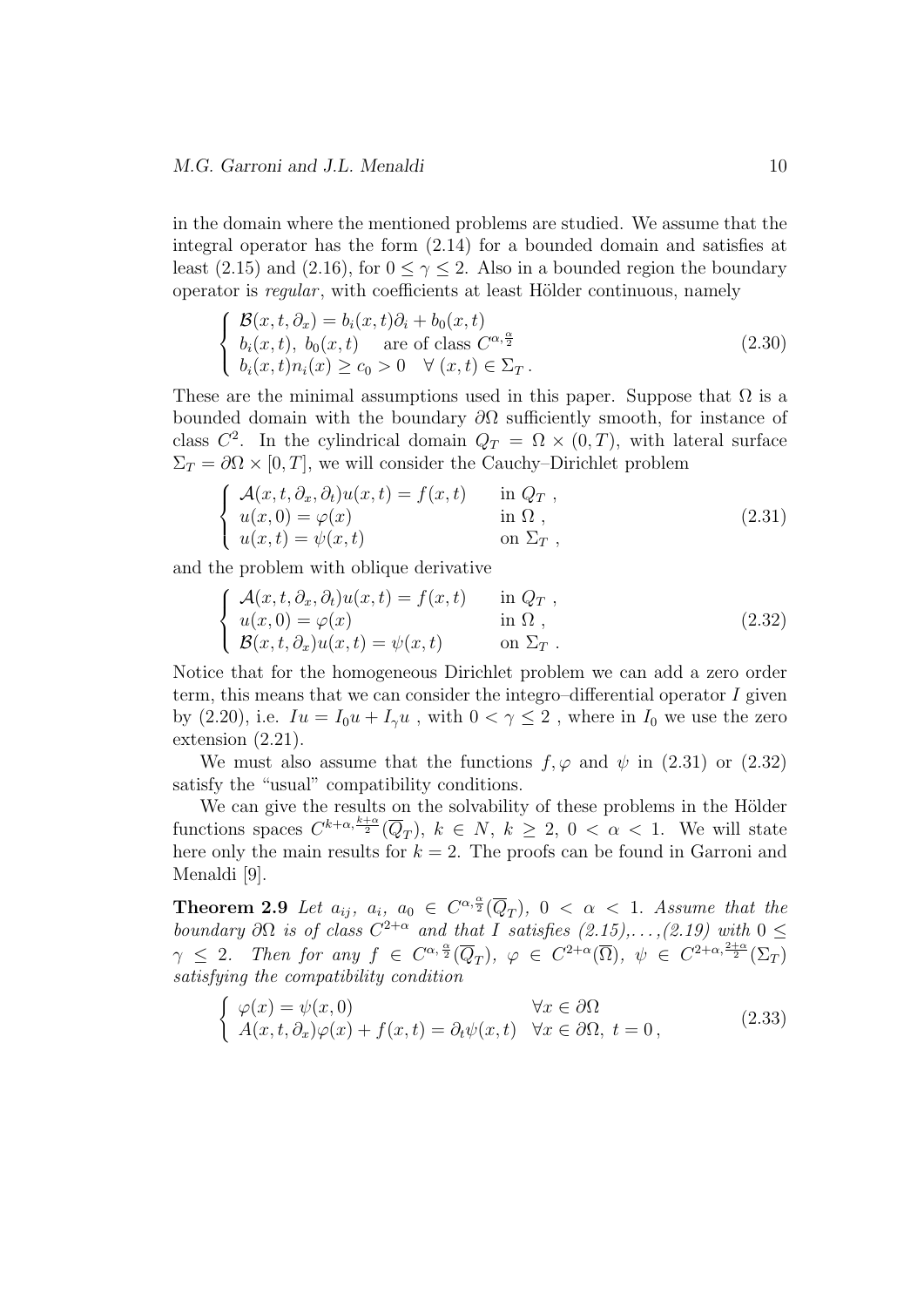in the domain where the mentioned problems are studied. We assume that the integral operator has the form (2.14) for a bounded domain and satisfies at least (2.15) and (2.16), for $0 \le \gamma \le 2$. Also in a bounded region the boundary operator is *regular*, with coefficients at least Hölder continuous, namely

$$
\left\{
\begin{array}{l}
\mathcal{B}(x,t,\partial_x) = b_i(x,t)\partial_i + b_0(x,t) \\
b_i(x,t),\ b_0(x,t) \quad \text{are of class } C^{\alpha,\frac{\alpha}{2}} \\
b_i(x,t)n_i(x) \ge c_0 > 0 \quad \forall\ (x,t) \in \Sigma_T\,.
\end{array}
\right.
\tag{2.30}
$$

These are the minimal assumptions used in this paper. Suppose that $\Omega$ is a bounded domain with the boundary $\partial\Omega$ sufficiently smooth, for instance of class $C^2$. In the cylindrical domain $Q_T = \Omega \times (0,T)$, with lateral surface $\Sigma_T = \partial\Omega \times [0,T]$, we will consider the Cauchy–Dirichlet problem

$$
\left\{
\begin{array}{ll}
\mathcal{A}(x,t,\partial_x,\partial_t)u(x,t) = f(x,t) & \text{in } Q_T\,, \\
u(x,0) = \varphi(x) & \text{in } \Omega\,, \\
u(x,t) = \psi(x,t) & \text{on } \Sigma_T\,,
\end{array}
\right.
\tag{2.31}
$$

and the problem with oblique derivative

$$
\left\{
\begin{array}{ll}
\mathcal{A}(x,t,\partial_x,\partial_t)u(x,t) = f(x,t) & \text{in } Q_T\,, \\
u(x,0) = \varphi(x) & \text{in } \Omega\,, \\
\mathcal{B}(x,t,\partial_x)u(x,t) = \psi(x,t) & \text{on } \Sigma_T\,.
\end{array}
\right.
\tag{2.32}
$$

Notice that for the homogeneous Dirichlet problem we can add a zero order term, this means that we can consider the integro–differential operator $I$ given by (2.20), i.e. $Iu = I_0 u + I_\gamma u$ , with $0 < \gamma \le 2$ , where in $I_0$ we use the zero extension (2.21).

We must also assume that the functions $f, \varphi$ and $\psi$ in (2.31) or (2.32) satisfy the "usual" compatibility conditions.

We can give the results on the solvability of these problems in the Hölder functions spaces $C^{k+\alpha,\frac{k+\alpha}{2}}(\overline{Q}_T)$, $k \in N$, $k \ge 2$, $0 < \alpha < 1$. We will state here only the main results for $k = 2$. The proofs can be found in Garroni and Menaldi [9].

**Theorem 2.9** *Let $a_{ij},\ a_i,\ a_0 \in C^{\alpha,\frac{\alpha}{2}}(\overline{Q}_T)$, $0 < \alpha < 1$. Assume that the boundary $\partial\Omega$ is of class $C^{2+\alpha}$ and that $I$ satisfies (2.15),...,(2.19) with $0 \le \gamma \le 2$. Then for any $f \in C^{\alpha,\frac{\alpha}{2}}(\overline{Q}_T)$, $\varphi \in C^{2+\alpha}(\overline{\Omega})$, $\psi \in C^{2+\alpha,\frac{2+\alpha}{2}}(\Sigma_T)$ satisfying the compatibility condition*

$$
\left\{
\begin{array}{ll}
\varphi(x) = \psi(x,0) & \forall x \in \partial\Omega \\
A(x,t,\partial_x)\varphi(x) + f(x,t) = \partial_t\psi(x,t) & \forall x \in \partial\Omega,\ t = 0\,,
\end{array}
\right.
\tag{2.33}
$$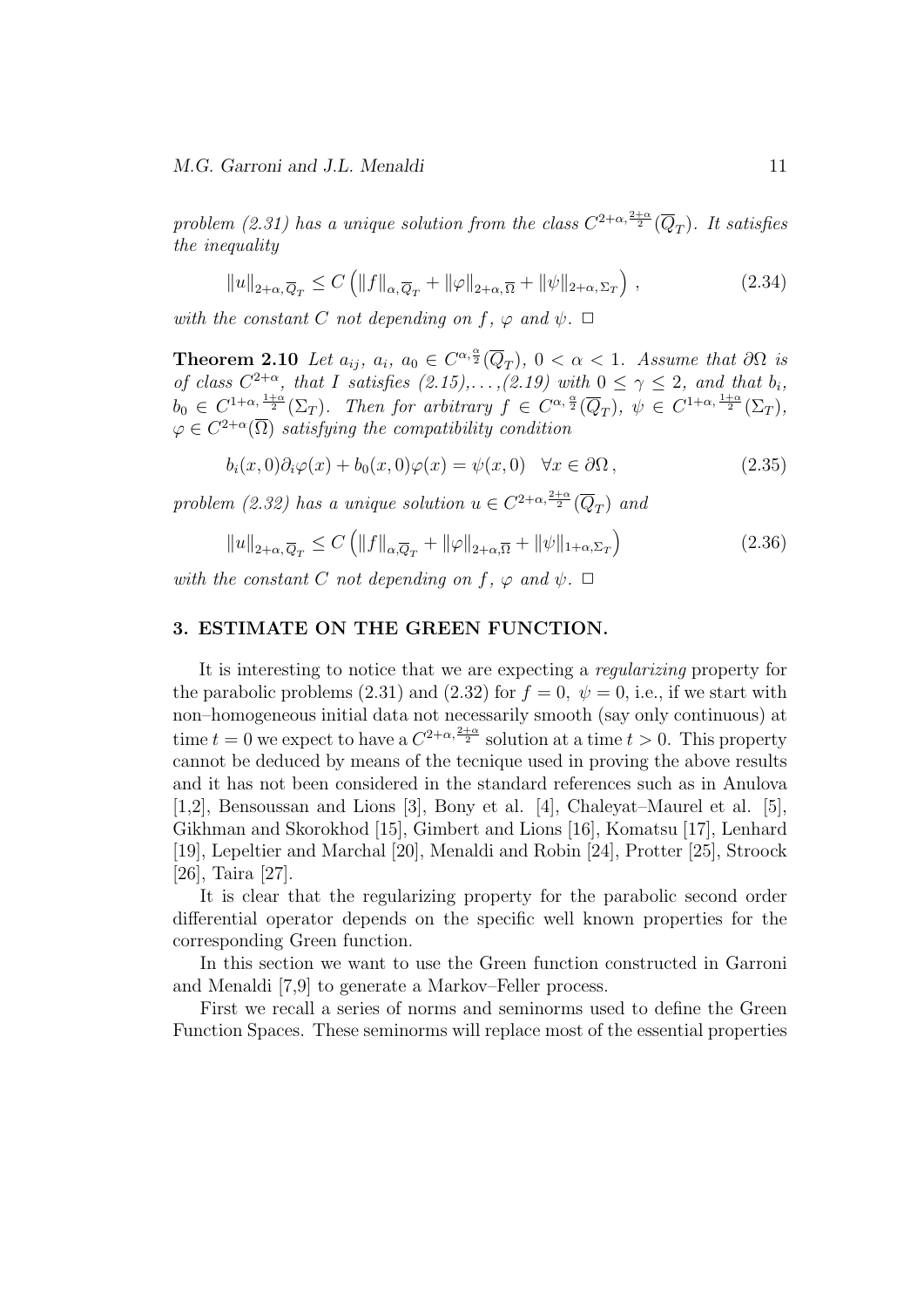*problem (2.31) has a unique solution from the class $C^{2+\alpha,\frac{2+\alpha}{2}}(\overline{Q}_T)$. It satisfies the inequality*

$$\|u\|_{2+\alpha,\overline{Q}_T} \le C\left(\|f\|_{\alpha,\overline{Q}_T} + \|\varphi\|_{2+\alpha,\overline{\Omega}} + \|\psi\|_{2+\alpha,\Sigma_T}\right), \tag{2.34}$$

*with the constant $C$ not depending on $f$, $\varphi$ and $\psi$.* $\Box$

**Theorem 2.10** *Let $a_{ij}$, $a_i$, $a_0 \in C^{\alpha,\frac{\alpha}{2}}(\overline{Q}_T)$, $0 < \alpha < 1$. Assume that $\partial\Omega$ is of class $C^{2+\alpha}$, that $I$ satisfies (2.15),…,(2.19) with $0 \le \gamma \le 2$, and that $b_i$, $b_0 \in C^{1+\alpha,\frac{1+\alpha}{2}}(\Sigma_T)$. Then for arbitrary $f \in C^{\alpha,\frac{\alpha}{2}}(\overline{Q}_T)$, $\psi \in C^{1+\alpha,\frac{1+\alpha}{2}}(\Sigma_T)$, $\varphi \in C^{2+\alpha}(\overline{\Omega})$ satisfying the compatibility condition*

$$b_i(x,0)\partial_i\varphi(x) + b_0(x,0)\varphi(x) = \psi(x,0) \quad \forall x \in \partial\Omega\,, \tag{2.35}$$

*problem (2.32) has a unique solution $u \in C^{2+\alpha,\frac{2+\alpha}{2}}(\overline{Q}_T)$ and*

$$\|u\|_{2+\alpha,\overline{Q}_T} \le C\left(\|f\|_{\alpha,\overline{Q}_T} + \|\varphi\|_{2+\alpha,\overline{\Omega}} + \|\psi\|_{1+\alpha,\Sigma_T}\right) \tag{2.36}$$

*with the constant $C$ not depending on $f$, $\varphi$ and $\psi$.* $\Box$

## 3. ESTIMATE ON THE GREEN FUNCTION.

It is interesting to notice that we are expecting a *regularizing* property for the parabolic problems (2.31) and (2.32) for $f = 0$, $\psi = 0$, i.e., if we start with non–homogeneous initial data not necessarily smooth (say only continuous) at time $t = 0$ we expect to have a $C^{2+\alpha,\frac{2+\alpha}{2}}$ solution at a time $t > 0$. This property cannot be deduced by means of the tecnique used in proving the above results and it has not been considered in the standard references such as in Anulova [1,2], Bensoussan and Lions [3], Bony et al. [4], Chaleyat–Maurel et al. [5], Gikhman and Skorokhod [15], Gimbert and Lions [16], Komatsu [17], Lenhard [19], Lepeltier and Marchal [20], Menaldi and Robin [24], Protter [25], Stroock [26], Taira [27].

It is clear that the regularizing property for the parabolic second order differential operator depends on the specific well known properties for the corresponding Green function.

In this section we want to use the Green function constructed in Garroni and Menaldi [7,9] to generate a Markov–Feller process.

First we recall a series of norms and seminorms used to define the Green Function Spaces. These seminorms will replace most of the essential properties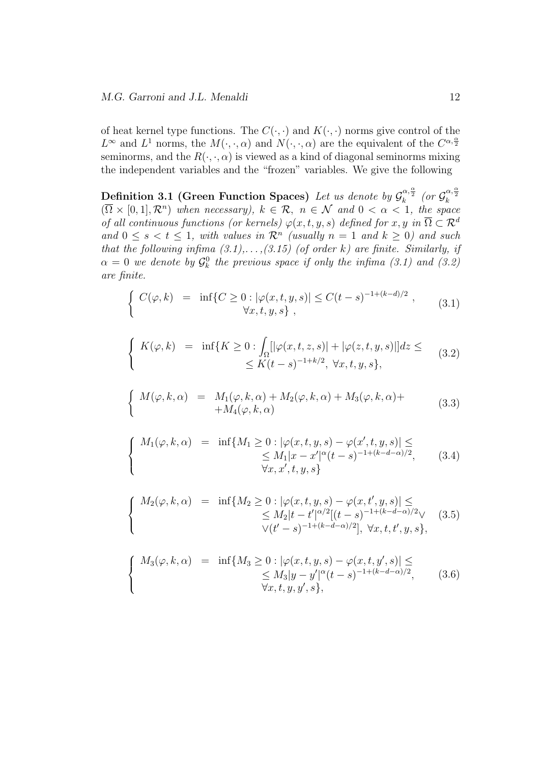of heat kernel type functions. The $C(\cdot,\cdot)$ and $K(\cdot,\cdot)$ norms give control of the $L^\infty$ and $L^1$ norms, the $M(\cdot,\cdot,\alpha)$ and $N(\cdot,\cdot,\alpha)$ are the equivalent of the $C^{\alpha,\frac{\alpha}{2}}$ seminorms, and the $R(\cdot,\cdot,\alpha)$ is viewed as a kind of diagonal seminorms mixing the independent variables and the "frozen" variables. We give the following

**Definition 3.1 (Green Function Spaces)** *Let us denote by $\mathcal{G}_k^{\alpha,\frac{\alpha}{2}}$ (or $\mathcal{G}_k^{\alpha,\frac{\alpha}{2}}(\overline{\Omega}\times[0,1],\mathcal{R}^n)$ when necessary), $k\in\mathcal{R}$, $n\in\mathcal{N}$ and $0<\alpha<1$, the space of all continuous functions (or kernels) $\varphi(x,t,y,s)$ defined for $x,y$ in $\overline{\Omega}\subset\mathcal{R}^d$ and $0\le s<t\le 1$, with values in $\mathcal{R}^n$ (usually $n=1$ and $k\ge 0$) and such that the following infima (3.1),...,(3.15) (of order $k$) are finite. Similarly, if $\alpha=0$ we denote by $\mathcal{G}_k^0$ the previous space if only the infima (3.1) and (3.2) are finite.*

$$
\left\{
\begin{aligned}
C(\varphi,k) \;=\; & \inf\{C\ge 0: |\varphi(x,t,y,s)|\le C(t-s)^{-1+(k-d)/2}\,,\\
& \forall x,t,y,s\}\,,
\end{aligned}
\right. \tag{3.1}
$$

$$
\left\{
\begin{aligned}
K(\varphi,k) \;=\; & \inf\{K\ge 0: \int_\Omega [|\varphi(x,t,z,s)|+|\varphi(z,t,y,s)|]dz\le\\
& \le K(t-s)^{-1+k/2},\ \forall x,t,y,s\},
\end{aligned}
\right. \tag{3.2}
$$

$$
\left\{
\begin{aligned}
M(\varphi,k,\alpha) \;=\; & M_1(\varphi,k,\alpha)+M_2(\varphi,k,\alpha)+M_3(\varphi,k,\alpha)+\\
& +M_4(\varphi,k,\alpha)
\end{aligned}
\right. \tag{3.3}
$$

$$
\left\{
\begin{aligned}
M_1(\varphi,k,\alpha) \;=\; & \inf\{M_1\ge 0: |\varphi(x,t,y,s)-\varphi(x',t,y,s)|\le\\
& \le M_1|x-x'|^\alpha(t-s)^{-1+(k-d-\alpha)/2},\\
& \forall x,x',t,y,s\}
\end{aligned}
\right. \tag{3.4}
$$

$$
\left\{
\begin{aligned}
M_2(\varphi,k,\alpha) \;=\; & \inf\{M_2\ge 0: |\varphi(x,t,y,s)-\varphi(x,t',y,s)|\le\\
& \le M_2|t-t'|^{\alpha/2}[(t-s)^{-1+(k-d-\alpha)/2}\vee\\
& \vee(t'-s)^{-1+(k-d-\alpha)/2}],\ \forall x,t,t',y,s\},
\end{aligned}
\right. \tag{3.5}
$$

$$
\left\{
\begin{aligned}
M_3(\varphi,k,\alpha) \;=\; & \inf\{M_3\ge 0: |\varphi(x,t,y,s)-\varphi(x,t,y',s)|\le\\
& \le M_3|y-y'|^\alpha(t-s)^{-1+(k-d-\alpha)/2},\\
& \forall x,t,y,y',s\},
\end{aligned}
\right. \tag{3.6}
$$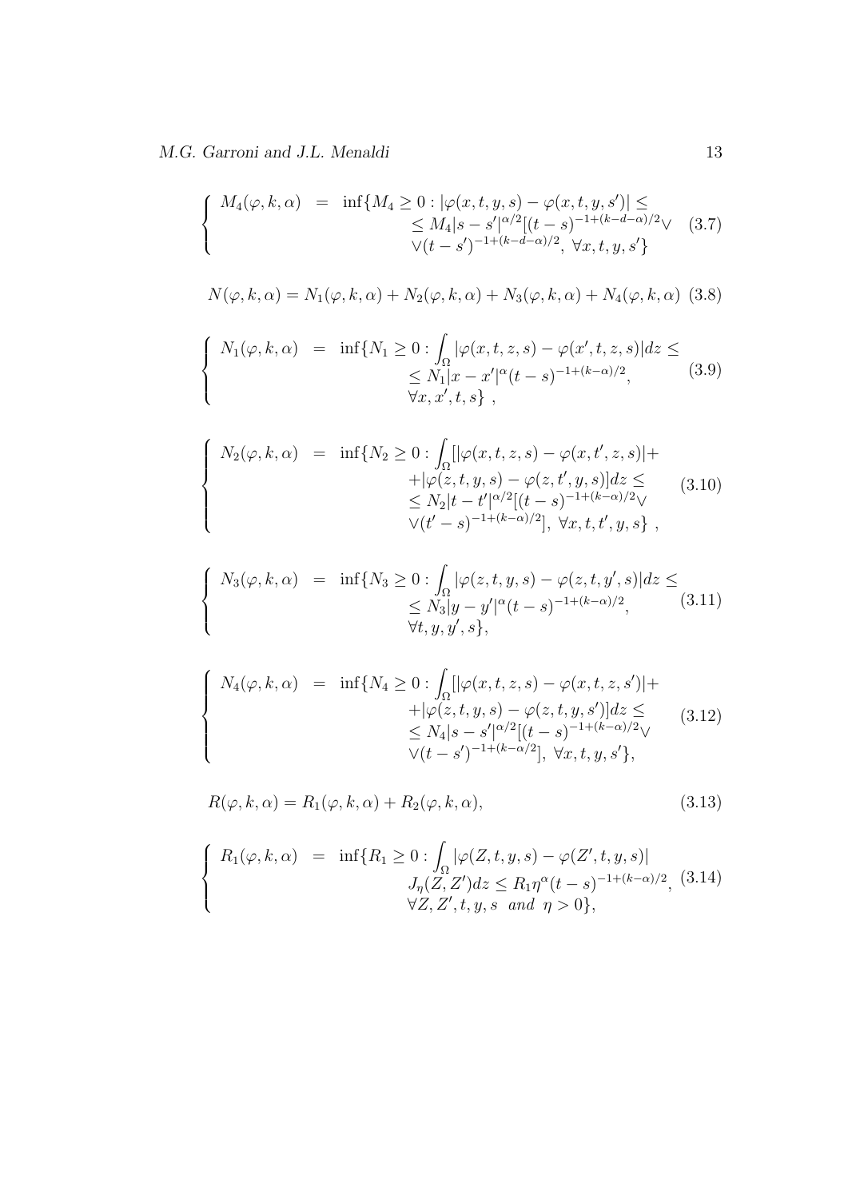$$
\left\{ \begin{array}{lcl} M_4(\varphi,k,\alpha) & = & \inf\{M_4 \geq 0 : |\varphi(x,t,y,s) - \varphi(x,t,y,s')| \leq \\ & & \leq M_4|s-s'|^{\alpha/2}[(t-s)^{-1+(k-d-\alpha)/2} \vee \\ & & \vee (t-s')^{-1+(k-d-\alpha)/2}, \ \forall x,t,y,s'\} \end{array} \right. \tag{3.7}
$$

$$
N(\varphi,k,\alpha) = N_1(\varphi,k,\alpha) + N_2(\varphi,k,\alpha) + N_3(\varphi,k,\alpha) + N_4(\varphi,k,\alpha) \tag{3.8}
$$

$$
\left\{ \begin{array}{lcl} N_1(\varphi,k,\alpha) & = & \inf\{N_1 \geq 0 : \int_\Omega |\varphi(x,t,z,s) - \varphi(x',t,z,s)| dz \leq \\ & & \leq N_1|x-x'|^{\alpha}(t-s)^{-1+(k-\alpha)/2}, \\ & & \forall x,x',t,s\} \ , \end{array} \right. \tag{3.9}
$$

$$
\left\{ \begin{array}{lcl} N_2(\varphi,k,\alpha) & = & \inf\{N_2 \geq 0 : \int_\Omega [|\varphi(x,t,z,s) - \varphi(x,t',z,s)| + \\ & & + |\varphi(z,t,y,s) - \varphi(z,t',y,s)] dz \leq \\ & & \leq N_2|t-t'|^{\alpha/2}[(t-s)^{-1+(k-\alpha)/2} \vee \\ & & \vee (t'-s)^{-1+(k-\alpha)/2}], \ \forall x,t,t',y,s\} \ , \end{array} \right. \tag{3.10}
$$

$$
\left\{ \begin{array}{lcl} N_3(\varphi,k,\alpha) & = & \inf\{N_3 \geq 0 : \int_\Omega |\varphi(z,t,y,s) - \varphi(z,t,y',s)| dz \leq \\ & & \leq N_3|y-y'|^{\alpha}(t-s)^{-1+(k-\alpha)/2}, \\ & & \forall t,y,y',s\}, \end{array} \right. \tag{3.11}
$$

$$
\left\{ \begin{array}{lcl} N_4(\varphi,k,\alpha) & = & \inf\{N_4 \geq 0 : \int_\Omega [|\varphi(x,t,z,s) - \varphi(x,t,z,s')| + \\ & & + |\varphi(z,t,y,s) - \varphi(z,t,y,s')] dz \leq \\ & & \leq N_4|s-s'|^{\alpha/2}[(t-s)^{-1+(k-\alpha)/2} \vee \\ & & \vee (t-s')^{-1+(k-\alpha/2}], \ \forall x,t,y,s'\}, \end{array} \right. \tag{3.12}
$$

$$
R(\varphi,k,\alpha) = R_1(\varphi,k,\alpha) + R_2(\varphi,k,\alpha), \tag{3.13}
$$

$$
\left\{ \begin{array}{lcl} R_1(\varphi,k,\alpha) & = & \inf\{R_1 \geq 0 : \int_\Omega |\varphi(Z,t,y,s) - \varphi(Z',t,y,s)| \\ & & J_\eta(Z,Z') dz \leq R_1 \eta^{\alpha}(t-s)^{-1+(k-\alpha)/2}, \\ & & \forall Z,Z',t,y,s \ \ and \ \ \eta > 0\}, \end{array} \right. \tag{3.14}
$$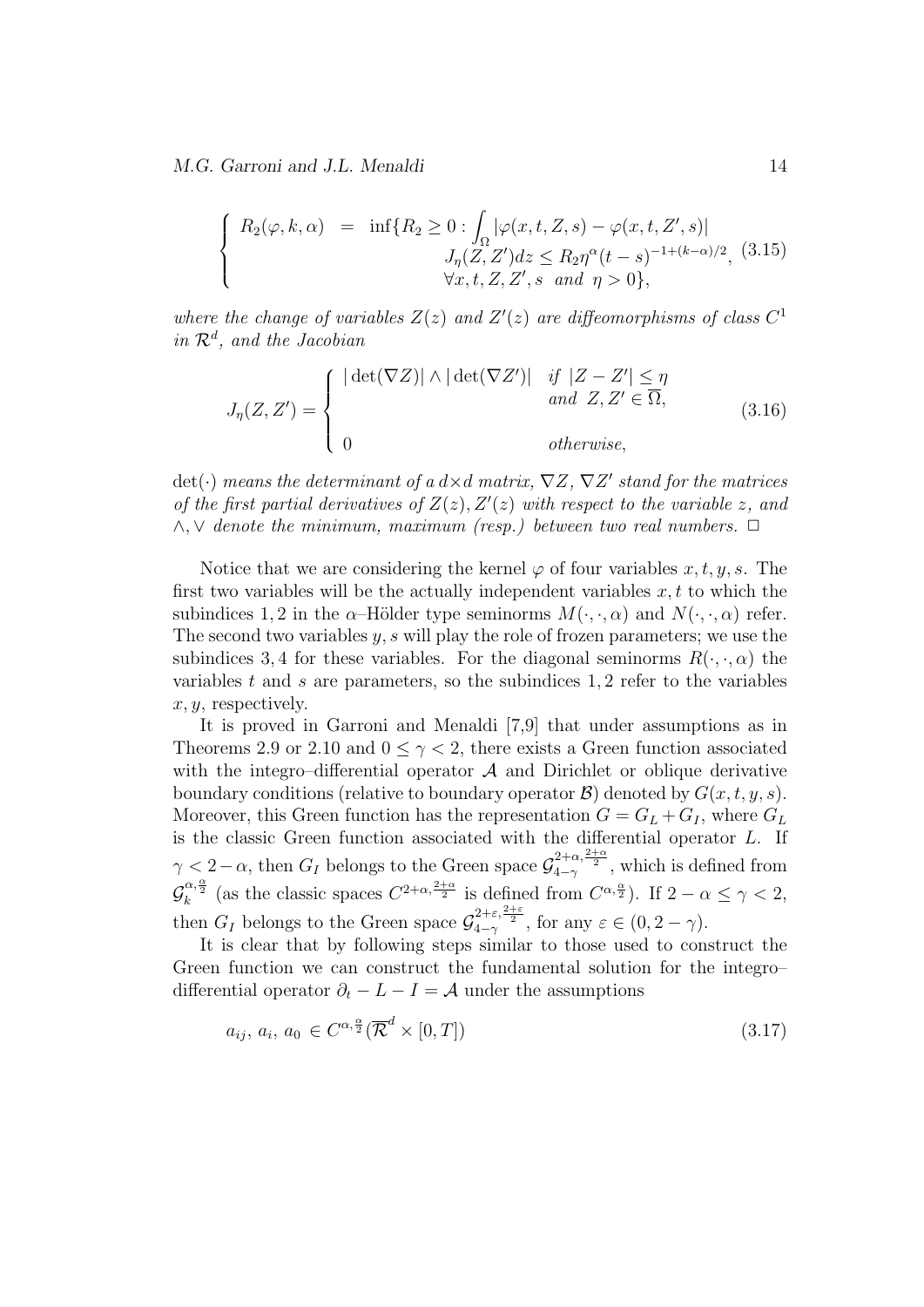$$
\begin{cases}
R_2(\varphi, k, \alpha) & = & \inf\{R_2 \geq 0 : \int_\Omega |\varphi(x,t,Z,s) - \varphi(x,t,Z',s)| \\
& & \quad J_\eta(Z,Z') dz \leq R_2 \eta^\alpha (t-s)^{-1+(k-\alpha)/2}, \\
& & \quad \forall x, t, Z, Z', s \ \text{ and } \ \eta > 0\},
\end{cases} \tag{3.15}
$$

*where the change of variables $Z(z)$ and $Z'(z)$ are diffeomorphisms of class $C^1$ in $\mathcal{R}^d$, and the Jacobian*

$$
J_\eta(Z,Z') = \begin{cases}
|\det(\nabla Z)| \wedge |\det(\nabla Z')| & \text{if } |Z - Z'| \leq \eta \\
& \text{and } Z, Z' \in \overline{\Omega}, \\
0 & \text{otherwise},
\end{cases} \tag{3.16}
$$

*$\det(\cdot)$ means the determinant of a $d \times d$ matrix, $\nabla Z$, $\nabla Z'$ stand for the matrices of the first partial derivatives of $Z(z)$, $Z'(z)$ with respect to the variable $z$, and $\wedge, \vee$ denote the minimum, maximum (resp.) between two real numbers.* $\Box$

Notice that we are considering the kernel $\varphi$ of four variables $x, t, y, s$. The first two variables will be the actually independent variables $x, t$ to which the subindices $1, 2$ in the $\alpha$–Hölder type seminorms $M(\cdot, \cdot, \alpha)$ and $N(\cdot, \cdot, \alpha)$ refer. The second two variables $y, s$ will play the role of frozen parameters; we use the subindices $3, 4$ for these variables. For the diagonal seminorms $R(\cdot, \cdot, \alpha)$ the variables $t$ and $s$ are parameters, so the subindices $1, 2$ refer to the variables $x, y$, respectively.

It is proved in Garroni and Menaldi [7,9] that under assumptions as in Theorems 2.9 or 2.10 and $0 \leq \gamma < 2$, there exists a Green function associated with the integro–differential operator $\mathcal{A}$ and Dirichlet or oblique derivative boundary conditions (relative to boundary operator $\mathcal{B}$) denoted by $G(x, t, y, s)$. Moreover, this Green function has the representation $G = G_L + G_I$, where $G_L$ is the classic Green function associated with the differential operator $L$. If $\gamma < 2 - \alpha$, then $G_I$ belongs to the Green space $\mathcal{G}^{2+\alpha, \frac{2+\alpha}{2}}_{4-\gamma}$, which is defined from $\mathcal{G}^{\alpha, \frac{\alpha}{2}}_k$ (as the classic spaces $C^{2+\alpha, \frac{2+\alpha}{2}}$ is defined from $C^{\alpha, \frac{\alpha}{2}}$). If $2 - \alpha \leq \gamma < 2$, then $G_I$ belongs to the Green space $\mathcal{G}^{2+\varepsilon, \frac{2+\varepsilon}{2}}_{4-\gamma}$, for any $\varepsilon \in (0, 2 - \gamma)$.

It is clear that by following steps similar to those used to construct the Green function we can construct the fundamental solution for the integro–differential operator $\partial_t - L - I = \mathcal{A}$ under the assumptions

$$
a_{ij}, \, a_i, \, a_0 \in C^{\alpha, \frac{\alpha}{2}}(\overline{\mathcal{R}}^d \times [0, T]) \tag{3.17}
$$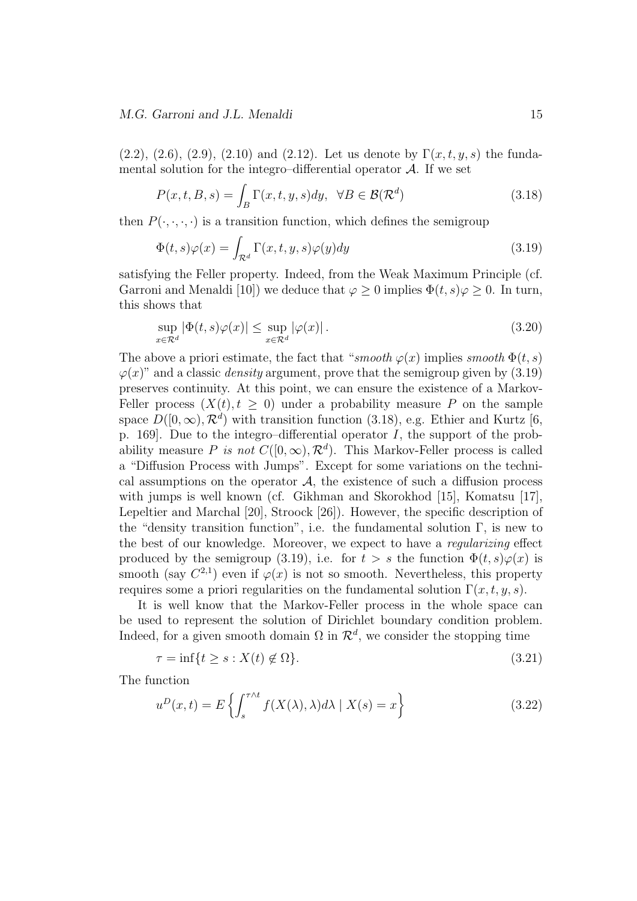(2.2), (2.6), (2.9), (2.10) and (2.12). Let us denote by $\Gamma(x,t,y,s)$ the fundamental solution for the integro–differential operator $\mathcal{A}$. If we set

$$P(x,t,B,s) = \int_B \Gamma(x,t,y,s)dy, \ \ \forall B \in \mathcal{B}(\mathcal{R}^d) \tag{3.18}$$

then $P(\cdot,\cdot,\cdot,\cdot)$ is a transition function, which defines the semigroup

$$\Phi(t,s)\varphi(x) = \int_{\mathcal{R}^d} \Gamma(x,t,y,s)\varphi(y)dy \tag{3.19}$$

satisfying the Feller property. Indeed, from the Weak Maximum Principle (cf. Garroni and Menaldi [10]) we deduce that $\varphi \geq 0$ implies $\Phi(t,s)\varphi \geq 0$. In turn, this shows that

$$\sup_{x\in\mathcal{R}^d} |\Phi(t,s)\varphi(x)| \leq \sup_{x\in\mathcal{R}^d} |\varphi(x)|\,. \tag{3.20}$$

The above a priori estimate, the fact that "*smooth* $\varphi(x)$ implies *smooth* $\Phi(t,s)$ $\varphi(x)$" and a classic *density* argument, prove that the semigroup given by (3.19) preserves continuity. At this point, we can ensure the existence of a Markov-Feller process $(X(t), t \geq 0)$ under a probability measure $P$ on the sample space $D([0,\infty), \mathcal{R}^d)$ with transition function (3.18), e.g. Ethier and Kurtz [6, p. 169]. Due to the integro–differential operator $I$, the support of the probability measure $P$ *is not* $C([0,\infty), \mathcal{R}^d)$. This Markov-Feller process is called a "Diffusion Process with Jumps". Except for some variations on the technical assumptions on the operator $\mathcal{A}$, the existence of such a diffusion process with jumps is well known (cf. Gikhman and Skorokhod [15], Komatsu [17], Lepeltier and Marchal [20], Stroock [26]). However, the specific description of the "density transition function", i.e. the fundamental solution $\Gamma$, is new to the best of our knowledge. Moreover, we expect to have a *regularizing* effect produced by the semigroup (3.19), i.e. for $t > s$ the function $\Phi(t,s)\varphi(x)$ is smooth (say $C^{2,1}$) even if $\varphi(x)$ is not so smooth. Nevertheless, this property requires some a priori regularities on the fundamental solution $\Gamma(x,t,y,s)$.

It is well know that the Markov-Feller process in the whole space can be used to represent the solution of Dirichlet boundary condition problem. Indeed, for a given smooth domain $\Omega$ in $\mathcal{R}^d$, we consider the stopping time

$$\tau = \inf\{t \geq s : X(t) \notin \Omega\}. \tag{3.21}$$

The function

$$u^D(x,t) = E\left\{\int_s^{\tau\wedge t} f(X(\lambda),\lambda)d\lambda \mid X(s) = x\right\} \tag{3.22}$$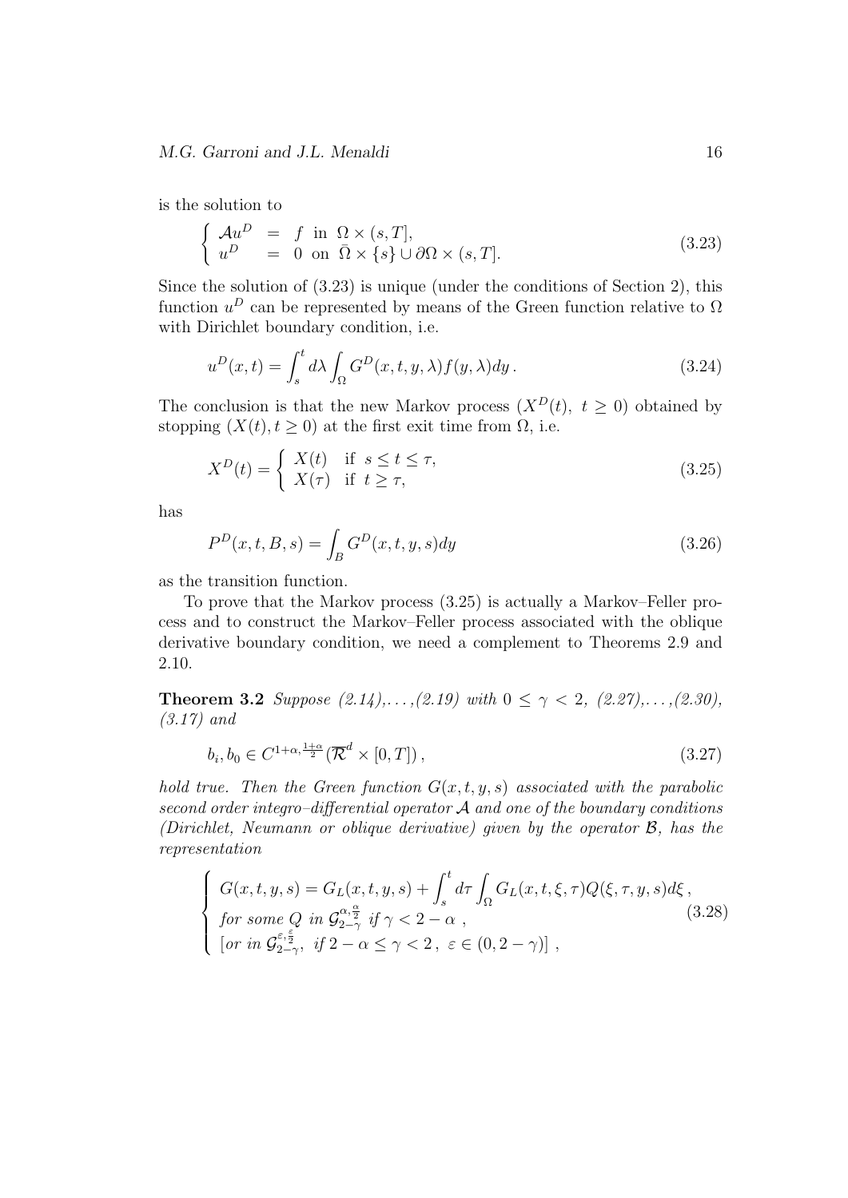is the solution to

$$\begin{cases} \mathcal{A}u^D &= f \text{ in } \Omega \times (s,T], \\ u^D &= 0 \text{ on } \bar{\Omega} \times \{s\} \cup \partial\Omega \times (s,T]. \end{cases} \tag{3.23}$$

Since the solution of (3.23) is unique (under the conditions of Section 2), this function $u^D$ can be represented by means of the Green function relative to $\Omega$ with Dirichlet boundary condition, i.e.

$$u^D(x,t) = \int_s^t d\lambda \int_\Omega G^D(x,t,y,\lambda) f(y,\lambda) dy\,. \tag{3.24}$$

The conclusion is that the new Markov process $(X^D(t),\ t \geq 0)$ obtained by stopping $(X(t), t \geq 0)$ at the first exit time from $\Omega$, i.e.

$$X^D(t) = \begin{cases} X(t) & \text{if } s \leq t \leq \tau, \\ X(\tau) & \text{if } t \geq \tau, \end{cases} \tag{3.25}$$

has

$$P^D(x,t,B,s) = \int_B G^D(x,t,y,s) dy \tag{3.26}$$

as the transition function.

To prove that the Markov process (3.25) is actually a Markov–Feller process and to construct the Markov–Feller process associated with the oblique derivative boundary condition, we need a complement to Theorems 2.9 and 2.10.

**Theorem 3.2** *Suppose (2.14),...,(2.19) with $0 \leq \gamma < 2$, (2.27),...,(2.30), (3.17) and*

$$b_i, b_0 \in C^{1+\alpha, \frac{1+\alpha}{2}}(\overline{\mathcal{R}}^d \times [0,T])\,, \tag{3.27}$$

*hold true. Then the Green function $G(x,t,y,s)$ associated with the parabolic second order integro–differential operator $\mathcal{A}$ and one of the boundary conditions (Dirichlet, Neumann or oblique derivative) given by the operator $\mathcal{B}$, has the representation*

$$\begin{cases} G(x,t,y,s) = G_L(x,t,y,s) + \displaystyle\int_s^t d\tau \int_\Omega G_L(x,t,\xi,\tau) Q(\xi,\tau,y,s) d\xi\,, \\ \text{for some } Q \text{ in } \mathcal{G}_{2-\gamma}^{\alpha,\frac{\alpha}{2}} \text{ if } \gamma < 2-\alpha\,, \\ [\text{or in } \mathcal{G}_{2-\gamma}^{\varepsilon,\frac{\varepsilon}{2}},\ \text{if } 2-\alpha \leq \gamma < 2\,,\ \varepsilon \in (0, 2-\gamma)]\,, \end{cases} \tag{3.28}$$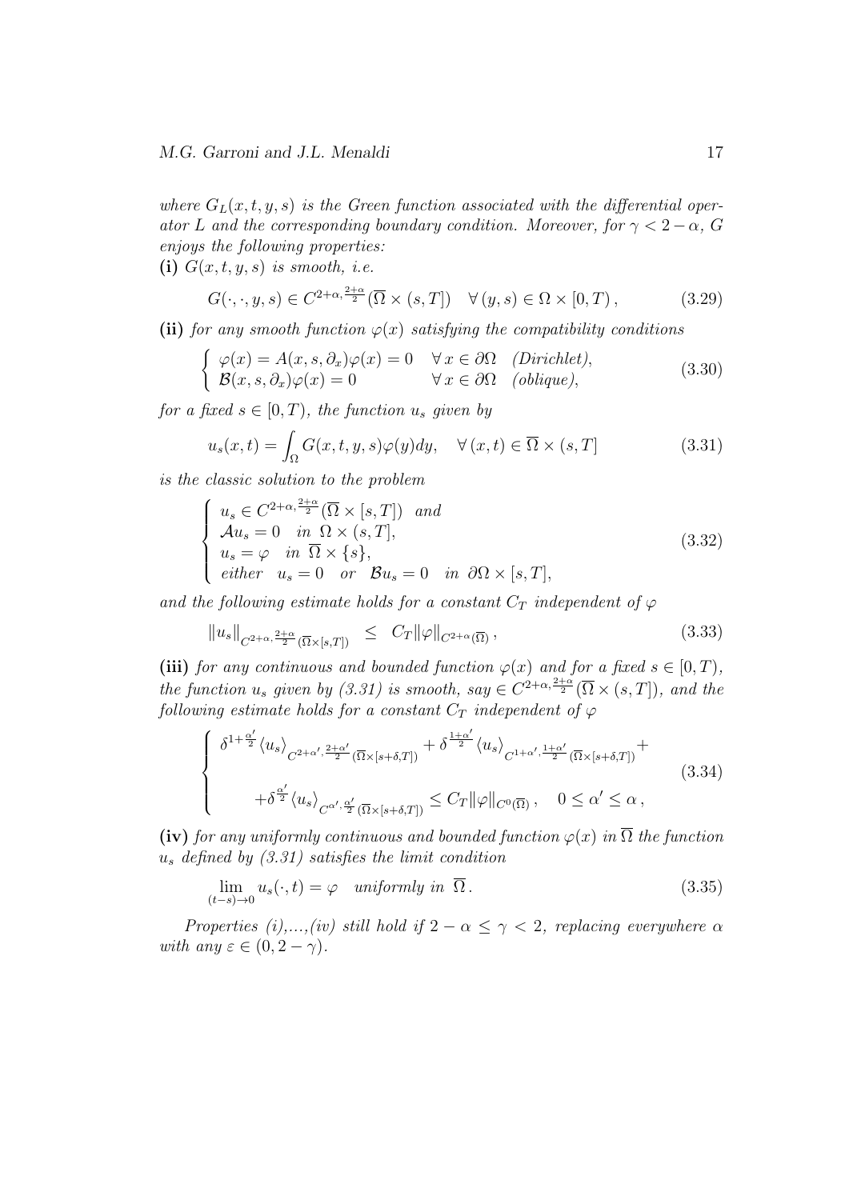*where $G_L(x,t,y,s)$ is the Green function associated with the differential operator $L$ and the corresponding boundary condition. Moreover, for $\gamma < 2-\alpha$, $G$ enjoys the following properties:*

**(i)** *$G(x,t,y,s)$ is smooth, i.e.*

$$G(\cdot,\cdot,y,s) \in C^{2+\alpha,\frac{2+\alpha}{2}}(\overline{\Omega}\times(s,T]) \quad \forall\,(y,s)\in\Omega\times[0,T)\,, \tag{3.29}$$

**(ii)** *for any smooth function $\varphi(x)$ satisfying the compatibility conditions*

$$\begin{cases} \varphi(x) = A(x,s,\partial_x)\varphi(x) = 0 & \forall\, x\in\partial\Omega \quad (Dirichlet), \\ \mathcal{B}(x,s,\partial_x)\varphi(x) = 0 & \forall\, x\in\partial\Omega \quad (oblique), \end{cases} \tag{3.30}$$

*for a fixed $s\in[0,T)$, the function $u_s$ given by*

$$u_s(x,t) = \int_\Omega G(x,t,y,s)\varphi(y)dy, \quad \forall\,(x,t)\in\overline{\Omega}\times(s,T] \tag{3.31}$$

*is the classic solution to the problem*

$$\begin{cases} u_s \in C^{2+\alpha,\frac{2+\alpha}{2}}(\overline{\Omega}\times[s,T]) \quad and \\ \mathcal{A}u_s = 0 \quad in \;\; \Omega\times(s,T], \\ u_s = \varphi \quad in \;\; \overline{\Omega}\times\{s\}, \\ either \quad u_s = 0 \quad or \quad \mathcal{B}u_s = 0 \quad in \;\; \partial\Omega\times[s,T], \end{cases} \tag{3.32}$$

*and the following estimate holds for a constant $C_T$ independent of $\varphi$*

$$\|u_s\|_{C^{2+\alpha,\frac{2+\alpha}{2}}(\overline{\Omega}\times[s,T])} \;\;\leq\;\; C_T\|\varphi\|_{C^{2+\alpha}(\overline{\Omega})}\,, \tag{3.33}$$

**(iii)** *for any continuous and bounded function $\varphi(x)$ and for a fixed $s\in[0,T)$, the function $u_s$ given by (3.31) is smooth, say $\in C^{2+\alpha,\frac{2+\alpha}{2}}(\overline{\Omega}\times(s,T])$, and the following estimate holds for a constant $C_T$ independent of $\varphi$*

$$\begin{cases} \delta^{1+\frac{\alpha'}{2}}\langle u_s\rangle_{C^{2+\alpha',\frac{2+\alpha'}{2}}(\overline{\Omega}\times[s+\delta,T])} + \delta^{\frac{1+\alpha'}{2}}\langle u_s\rangle_{C^{1+\alpha',\frac{1+\alpha'}{2}}(\overline{\Omega}\times[s+\delta,T])} + \\ \qquad + \delta^{\frac{\alpha'}{2}}\langle u_s\rangle_{C^{\alpha',\frac{\alpha'}{2}}(\overline{\Omega}\times[s+\delta,T])} \leq C_T\|\varphi\|_{C^0(\overline{\Omega})}\,, \quad 0\leq\alpha'\leq\alpha\,, \end{cases} \tag{3.34}$$

**(iv)** *for any uniformly continuous and bounded function $\varphi(x)$ in $\overline{\Omega}$ the function $u_s$ defined by (3.31) satisfies the limit condition*

$$\lim_{(t-s)\to 0} u_s(\cdot,t) = \varphi \quad uniformly\ in\ \ \overline{\Omega}\,. \tag{3.35}$$

*Properties (i),...,(iv) still hold if $2-\alpha\leq\gamma<2$, replacing everywhere $\alpha$ with any $\varepsilon\in(0,2-\gamma)$.*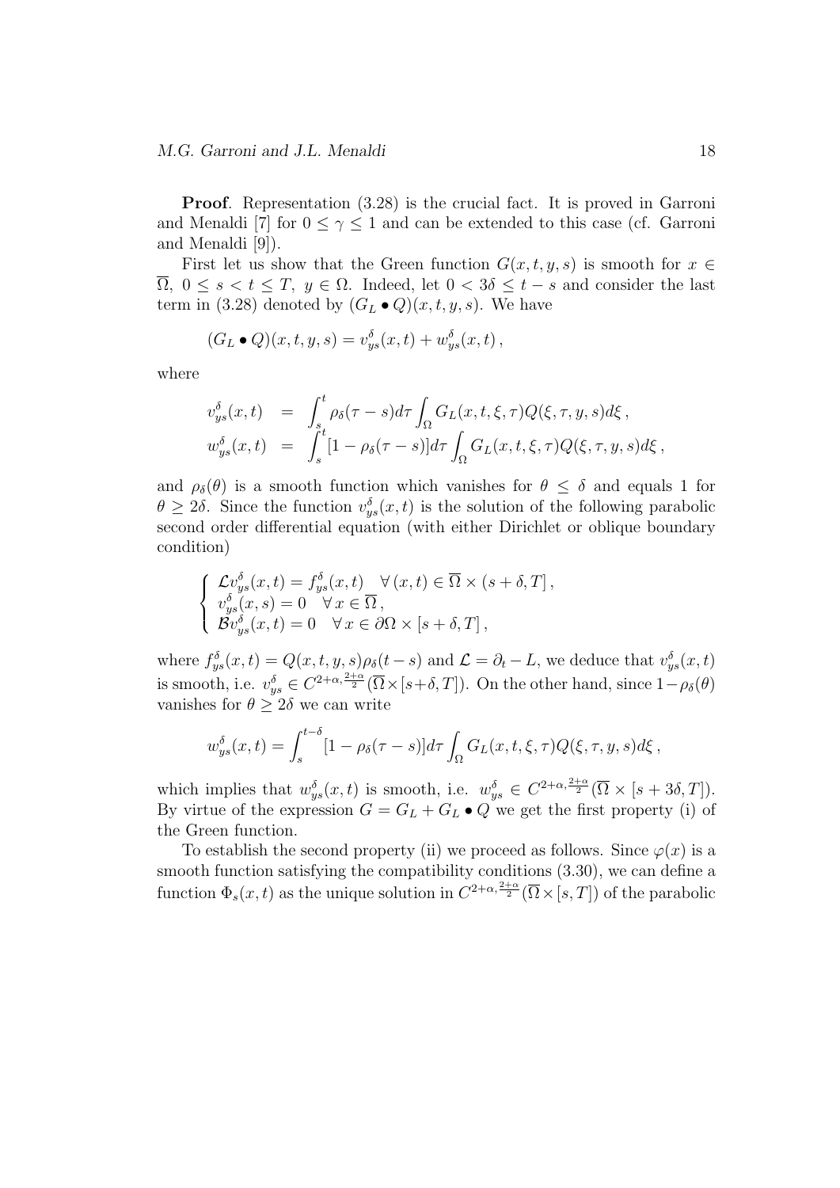**Proof**. Representation (3.28) is the crucial fact. It is proved in Garroni and Menaldi [7] for $0 \leq \gamma \leq 1$ and can be extended to this case (cf. Garroni and Menaldi [9]).

First let us show that the Green function $G(x,t,y,s)$ is smooth for $x \in \overline{\Omega}$, $0 \leq s < t \leq T$, $y \in \Omega$. Indeed, let $0 < 3\delta \leq t - s$ and consider the last term in (3.28) denoted by $(G_L \bullet Q)(x,t,y,s)$. We have

$$(G_L \bullet Q)(x,t,y,s) = v_{ys}^{\delta}(x,t) + w_{ys}^{\delta}(x,t)\,,$$

where

$$\begin{aligned}
v_{ys}^{\delta}(x,t) &= \int_s^t \rho_\delta(\tau - s)d\tau \int_\Omega G_L(x,t,\xi,\tau)Q(\xi,\tau,y,s)d\xi\,, \\
w_{ys}^{\delta}(x,t) &= \int_s^t [1 - \rho_\delta(\tau - s)]d\tau \int_\Omega G_L(x,t,\xi,\tau)Q(\xi,\tau,y,s)d\xi\,,
\end{aligned}$$

and $\rho_\delta(\theta)$ is a smooth function which vanishes for $\theta \leq \delta$ and equals 1 for $\theta \geq 2\delta$. Since the function $v_{ys}^{\delta}(x,t)$ is the solution of the following parabolic second order differential equation (with either Dirichlet or oblique boundary condition)

$$\left\{ \begin{array}{l}
\mathcal{L}v_{ys}^{\delta}(x,t) = f_{ys}^{\delta}(x,t) \quad \forall\,(x,t) \in \overline{\Omega} \times (s+\delta, T]\,, \\
v_{ys}^{\delta}(x,s) = 0 \quad \forall\, x \in \overline{\Omega}\,, \\
\mathcal{B}v_{ys}^{\delta}(x,t) = 0 \quad \forall\, x \in \partial\Omega \times [s+\delta, T]\,,
\end{array} \right.$$

where $f_{ys}^{\delta}(x,t) = Q(x,t,y,s)\rho_\delta(t-s)$ and $\mathcal{L} = \partial_t - L$, we deduce that $v_{ys}^{\delta}(x,t)$ is smooth, i.e. $v_{ys}^{\delta} \in C^{2+\alpha,\frac{2+\alpha}{2}}(\overline{\Omega} \times [s+\delta, T])$. On the other hand, since $1 - \rho_\delta(\theta)$ vanishes for $\theta \geq 2\delta$ we can write

$$w_{ys}^{\delta}(x,t) = \int_s^{t-\delta} [1 - \rho_\delta(\tau - s)]d\tau \int_\Omega G_L(x,t,\xi,\tau)Q(\xi,\tau,y,s)d\xi\,,$$

which implies that $w_{ys}^{\delta}(x,t)$ is smooth, i.e. $w_{ys}^{\delta} \in C^{2+\alpha,\frac{2+\alpha}{2}}(\overline{\Omega} \times [s+3\delta, T])$. By virtue of the expression $G = G_L + G_L \bullet Q$ we get the first property (i) of the Green function.

To establish the second property (ii) we proceed as follows. Since $\varphi(x)$ is a smooth function satisfying the compatibility conditions (3.30), we can define a function $\Phi_s(x,t)$ as the unique solution in $C^{2+\alpha,\frac{2+\alpha}{2}}(\overline{\Omega} \times [s,T])$ of the parabolic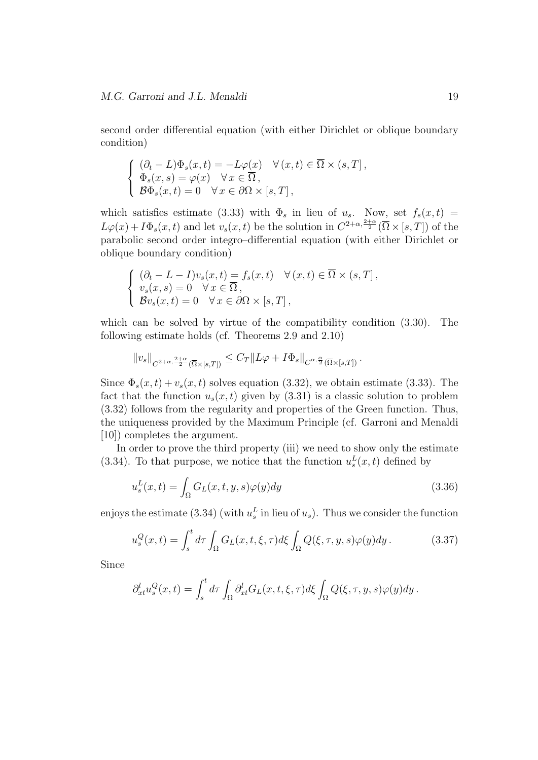second order differential equation (with either Dirichlet or oblique boundary condition)

$$
\left\{
\begin{array}{l}
(\partial_t - L)\Phi_s(x,t) = -L\varphi(x) \quad \forall\, (x,t) \in \overline{\Omega} \times (s,T]\,, \\
\Phi_s(x,s) = \varphi(x) \quad \forall\, x \in \overline{\Omega}\,, \\
\mathcal{B}\Phi_s(x,t) = 0 \quad \forall\, x \in \partial\Omega \times [s,T]\,,
\end{array}
\right.
$$

which satisfies estimate (3.33) with $\Phi_s$ in lieu of $u_s$. Now, set $f_s(x,t) = L\varphi(x) + I\Phi_s(x,t)$ and let $v_s(x,t)$ be the solution in $C^{2+\alpha,\frac{2+\alpha}{2}}(\overline{\Omega} \times [s,T])$ of the parabolic second order integro–differential equation (with either Dirichlet or oblique boundary condition)

$$
\left\{
\begin{array}{l}
(\partial_t - L - I)v_s(x,t) = f_s(x,t) \quad \forall\, (x,t) \in \overline{\Omega} \times (s,T]\,, \\
v_s(x,s) = 0 \quad \forall\, x \in \overline{\Omega}\,, \\
\mathcal{B}v_s(x,t) = 0 \quad \forall\, x \in \partial\Omega \times [s,T]\,,
\end{array}
\right.
$$

which can be solved by virtue of the compatibility condition (3.30). The following estimate holds (cf. Theorems 2.9 and 2.10)

$$
\|v_s\|_{C^{2+\alpha,\frac{2+\alpha}{2}}(\overline{\Omega}\times[s,T])} \leq C_T \|L\varphi + I\Phi_s\|_{C^{\alpha,\frac{\alpha}{2}}(\overline{\Omega}\times[s,T])}\,.
$$

Since $\Phi_s(x,t) + v_s(x,t)$ solves equation (3.32), we obtain estimate (3.33). The fact that the function $u_s(x,t)$ given by (3.31) is a classic solution to problem (3.32) follows from the regularity and properties of the Green function. Thus, the uniqueness provided by the Maximum Principle (cf. Garroni and Menaldi [10]) completes the argument.

In order to prove the third property (iii) we need to show only the estimate (3.34). To that purpose, we notice that the function $u_s^L(x,t)$ defined by

$$
u_s^L(x,t) = \int_\Omega G_L(x,t,y,s)\varphi(y)dy \tag{3.36}
$$

enjoys the estimate (3.34) (with $u_s^L$ in lieu of $u_s$). Thus we consider the function

$$
u_s^Q(x,t) = \int_s^t d\tau \int_\Omega G_L(x,t,\xi,\tau)d\xi \int_\Omega Q(\xi,\tau,y,s)\varphi(y)dy\,. \tag{3.37}
$$

Since

$$
\partial_{xt}^l u_s^Q(x,t) = \int_s^t d\tau \int_\Omega \partial_{xt}^l G_L(x,t,\xi,\tau)d\xi \int_\Omega Q(\xi,\tau,y,s)\varphi(y)dy\,.
$$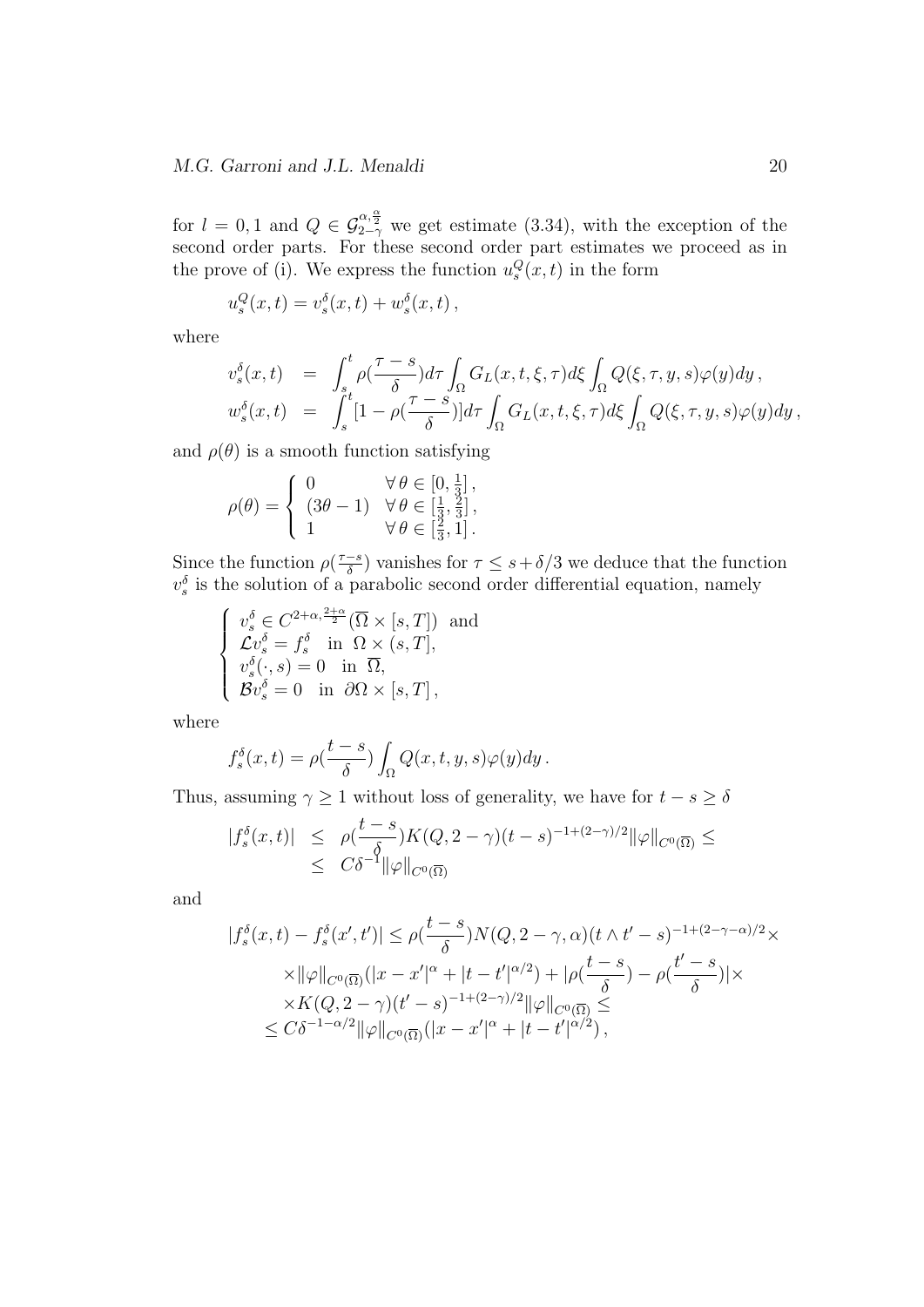for $l = 0, 1$ and $Q \in \mathcal{G}_{2-\gamma}^{\alpha,\frac{\alpha}{2}}$ we get estimate (3.34), with the exception of the second order parts. For these second order part estimates we proceed as in the prove of (i). We express the function $u_s^Q(x,t)$ in the form

$$u_s^Q(x,t) = v_s^\delta(x,t) + w_s^\delta(x,t)\,,$$

where

$$\begin{aligned}
v_s^\delta(x,t) &= \int_s^t \rho(\frac{\tau - s}{\delta}) d\tau \int_\Omega G_L(x,t,\xi,\tau) d\xi \int_\Omega Q(\xi,\tau,y,s)\varphi(y) dy\,, \\
w_s^\delta(x,t) &= \int_s^t [1 - \rho(\frac{\tau - s}{\delta})] d\tau \int_\Omega G_L(x,t,\xi,\tau) d\xi \int_\Omega Q(\xi,\tau,y,s)\varphi(y) dy\,,
\end{aligned}$$

and $\rho(\theta)$ is a smooth function satisfying

$$\rho(\theta) = \begin{cases} 0 & \forall\, \theta \in [0, \frac{1}{3}]\,, \\ (3\theta - 1) & \forall\, \theta \in [\frac{1}{3}, \frac{2}{3}]\,, \\ 1 & \forall\, \theta \in [\frac{2}{3}, 1]\,. \end{cases}$$

Since the function $\rho(\frac{\tau - s}{\delta})$ vanishes for $\tau \le s + \delta/3$ we deduce that the function $v_s^\delta$ is the solution of a parabolic second order differential equation, namely

$$\begin{cases} v_s^\delta \in C^{2+\alpha,\frac{2+\alpha}{2}}(\overline{\Omega} \times [s,T]) \ \text{ and} \\ \mathcal{L} v_s^\delta = f_s^\delta \quad \text{in } \ \Omega \times (s,T], \\ v_s^\delta(\cdot, s) = 0 \quad \text{in } \ \overline{\Omega}, \\ \mathcal{B} v_s^\delta = 0 \quad \text{in } \ \partial\Omega \times [s,T]\,, \end{cases}$$

where

$$f_s^\delta(x,t) = \rho(\frac{t - s}{\delta}) \int_\Omega Q(x,t,y,s)\varphi(y) dy\,.$$

Thus, assuming $\gamma \ge 1$ without loss of generality, we have for $t - s \ge \delta$

$$\begin{aligned}
|f_s^\delta(x,t)| &\le \rho(\frac{t-s}{\delta}) K(Q, 2-\gamma)(t-s)^{-1+(2-\gamma)/2} \|\varphi\|_{C^0(\overline{\Omega})} \le \\
&\le C\delta^{-1} \|\varphi\|_{C^0(\overline{\Omega})}
\end{aligned}$$

and

$$\begin{aligned}
|f_s^\delta(x,t) - f_s^\delta(x',t')| &\le \rho(\frac{t-s}{\delta}) N(Q, 2-\gamma, \alpha)(t \wedge t' - s)^{-1+(2-\gamma-\alpha)/2} \times \\
&\times \|\varphi\|_{C^0(\overline{\Omega})} (|x - x'|^\alpha + |t - t'|^{\alpha/2}) + |\rho(\frac{t-s}{\delta}) - \rho(\frac{t'-s}{\delta})| \times \\
&\times K(Q, 2-\gamma)(t' - s)^{-1+(2-\gamma)/2} \|\varphi\|_{C^0(\overline{\Omega})} \le \\
&\le C\delta^{-1-\alpha/2} \|\varphi\|_{C^0(\overline{\Omega})} (|x - x'|^\alpha + |t - t'|^{\alpha/2})\,,
\end{aligned}$$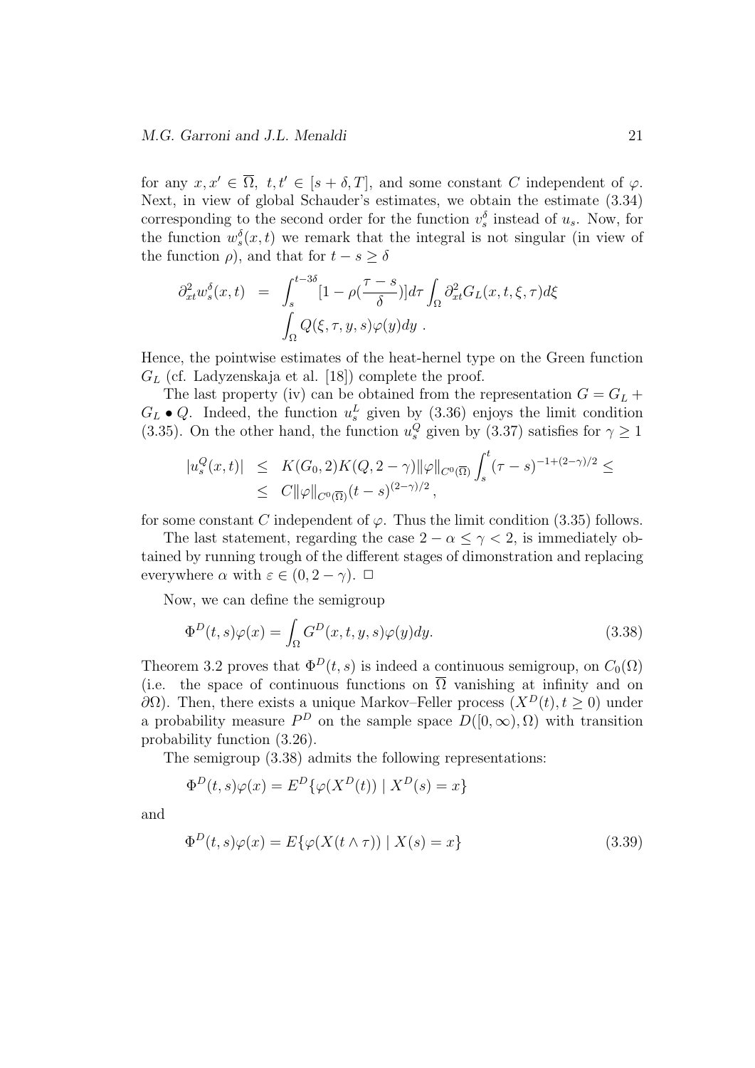for any $x, x' \in \overline{\Omega}$, $t, t' \in [s+\delta, T]$, and some constant $C$ independent of $\varphi$. Next, in view of global Schauder's estimates, we obtain the estimate (3.34) corresponding to the second order for the function $v_s^\delta$ instead of $u_s$. Now, for the function $w_s^\delta(x,t)$ we remark that the integral is not singular (in view of the function $\rho$), and that for $t - s \geq \delta$

$$
\begin{aligned}
\partial^2_{xt} w_s^\delta(x,t) &= \int_s^{t-3\delta} [1 - \rho(\frac{\tau - s}{\delta})] d\tau \int_\Omega \partial^2_{xt} G_L(x,t,\xi,\tau) d\xi \\
&\quad \int_\Omega Q(\xi,\tau,y,s)\varphi(y) dy \ .
\end{aligned}
$$

Hence, the pointwise estimates of the heat-hernel type on the Green function $G_L$ (cf. Ladyzenskaja et al. [18]) complete the proof.

The last property (iv) can be obtained from the representation $G = G_L + G_L \bullet Q$. Indeed, the function $u_s^L$ given by (3.36) enjoys the limit condition (3.35). On the other hand, the function $u_s^Q$ given by (3.37) satisfies for $\gamma \geq 1$

$$
\begin{aligned}
|u_s^Q(x,t)| &\leq K(G_0, 2) K(Q, 2-\gamma) \|\varphi\|_{C^0(\overline{\Omega})} \int_s^t (\tau - s)^{-1+(2-\gamma)/2} \leq \\
&\leq C \|\varphi\|_{C^0(\overline{\Omega})} (t-s)^{(2-\gamma)/2} ,
\end{aligned}
$$

for some constant $C$ independent of $\varphi$. Thus the limit condition (3.35) follows.

The last statement, regarding the case $2 - \alpha \leq \gamma < 2$, is immediately obtained by running trough of the different stages of dimonstration and replacing everywhere $\alpha$ with $\varepsilon \in (0, 2-\gamma)$. □

Now, we can define the semigroup

$$
\Phi^D(t,s)\varphi(x) = \int_\Omega G^D(x,t,y,s)\varphi(y) dy. \tag{3.38}
$$

Theorem 3.2 proves that $\Phi^D(t,s)$ is indeed a continuous semigroup, on $C_0(\Omega)$ (i.e. the space of continuous functions on $\overline{\Omega}$ vanishing at infinity and on $\partial\Omega$). Then, there exists a unique Markov–Feller process $(X^D(t), t \geq 0)$ under a probability measure $P^D$ on the sample space $D([0,\infty), \Omega)$ with transition probability function (3.26).

The semigroup (3.38) admits the following representations:

$$
\Phi^D(t,s)\varphi(x) = E^D\{\varphi(X^D(t)) \mid X^D(s) = x\}
$$

and

$$
\Phi^D(t,s)\varphi(x) = E\{\varphi(X(t \wedge \tau)) \mid X(s) = x\} \tag{3.39}
$$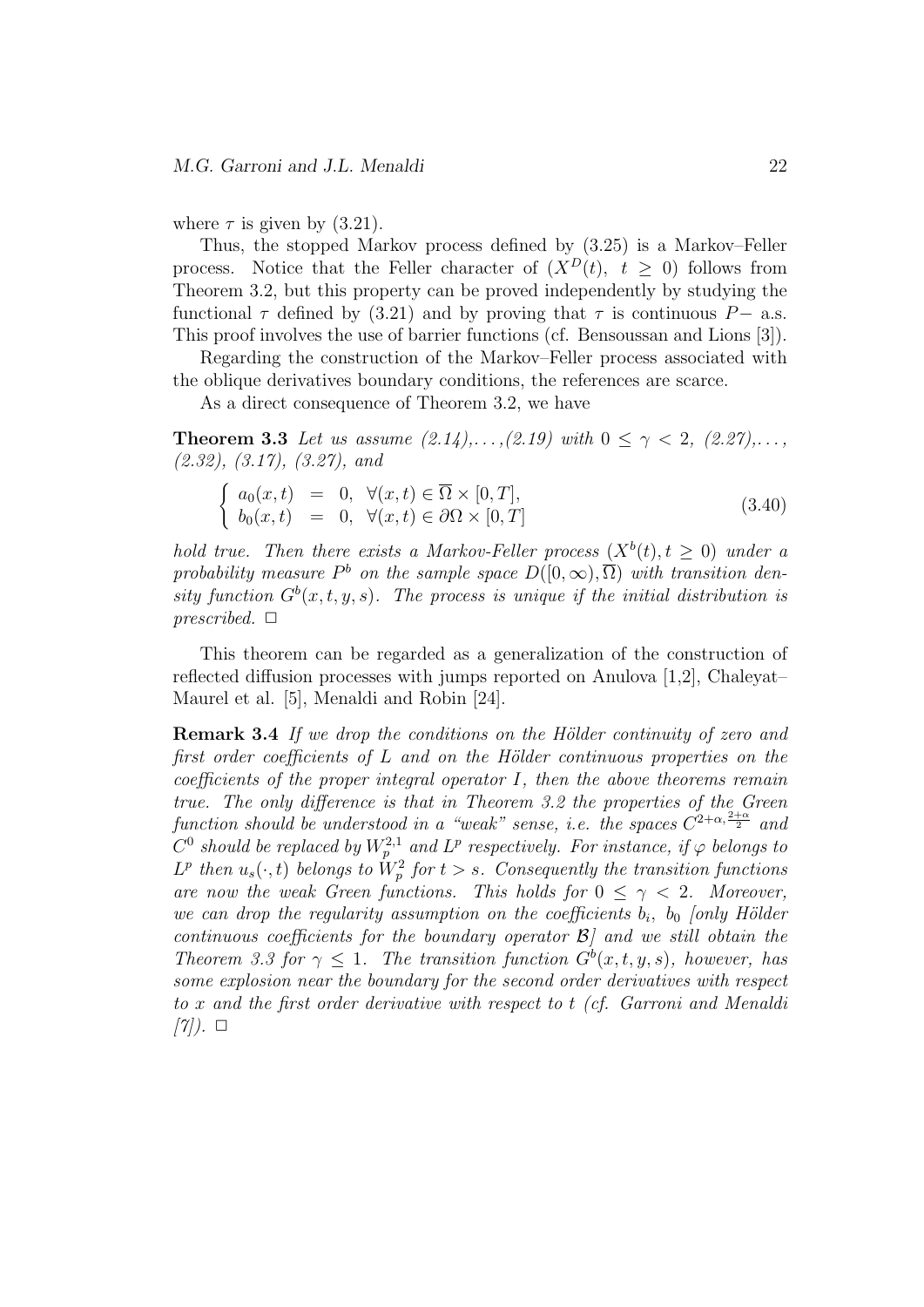where $\tau$ is given by (3.21).

Thus, the stopped Markov process defined by (3.25) is a Markov–Feller process. Notice that the Feller character of $(X^D(t),\ t \geq 0)$ follows from Theorem 3.2, but this property can be proved independently by studying the functional $\tau$ defined by (3.21) and by proving that $\tau$ is continuous $P-$ a.s. This proof involves the use of barrier functions (cf. Bensoussan and Lions [3]).

Regarding the construction of the Markov–Feller process associated with the oblique derivatives boundary conditions, the references are scarce.

As a direct consequence of Theorem 3.2, we have

**Theorem 3.3** *Let us assume (2.14),...,(2.19) with $0 \leq \gamma < 2$, (2.27),..., (2.32), (3.17), (3.27), and*

$$\begin{cases} a_0(x,t) &= 0, \;\; \forall (x,t) \in \overline{\Omega} \times [0,T], \\ b_0(x,t) &= 0, \;\; \forall (x,t) \in \partial\Omega \times [0,T] \end{cases} \tag{3.40}$$

*hold true. Then there exists a Markov-Feller process $(X^b(t), t \geq 0)$ under a probability measure $P^b$ on the sample space $D([0,\infty), \overline{\Omega})$ with transition density function $G^b(x,t,y,s)$. The process is unique if the initial distribution is prescribed.* $\square$

This theorem can be regarded as a generalization of the construction of reflected diffusion processes with jumps reported on Anulova [1,2], Chaleyat–Maurel et al. [5], Menaldi and Robin [24].

**Remark 3.4** *If we drop the conditions on the Hölder continuity of zero and first order coefficients of $L$ and on the Hölder continuous properties on the coefficients of the proper integral operator $I$, then the above theorems remain true. The only difference is that in Theorem 3.2 the properties of the Green function should be understood in a "weak" sense, i.e. the spaces $C^{2+\alpha,\frac{2+\alpha}{2}}$ and $C^0$ should be replaced by $W_p^{2,1}$ and $L^p$ respectively. For instance, if $\varphi$ belongs to $L^p$ then $u_s(\cdot,t)$ belongs to $W_p^2$ for $t > s$. Consequently the transition functions are now the weak Green functions. This holds for $0 \leq \gamma < 2$. Moreover, we can drop the regularity assumption on the coefficients $b_i$, $b_0$ [only Hölder continuous coefficients for the boundary operator $\mathcal{B}$] and we still obtain the Theorem 3.3 for $\gamma \leq 1$. The transition function $G^b(x,t,y,s)$, however, has some explosion near the boundary for the second order derivatives with respect to $x$ and the first order derivative with respect to $t$ (cf. Garroni and Menaldi [7]).* $\square$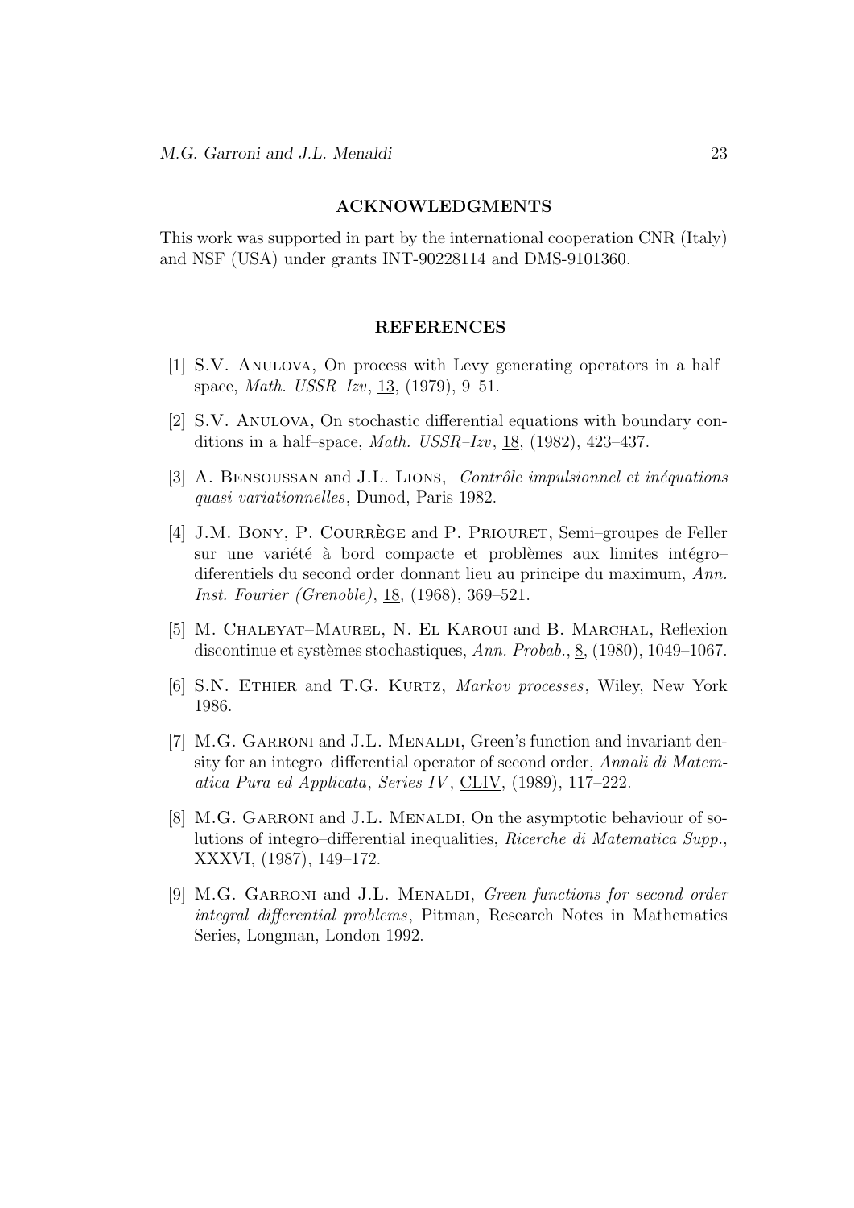## ACKNOWLEDGMENTS

This work was supported in part by the international cooperation CNR (Italy) and NSF (USA) under grants INT-90228114 and DMS-9101360.

## REFERENCES

[1] S.V. Anulova, On process with Levy generating operators in a half–space, *Math. USSR–Izv*, 13, (1979), 9–51.

[2] S.V. Anulova, On stochastic differential equations with boundary conditions in a half–space, *Math. USSR–Izv*, 18, (1982), 423–437.

[3] A. Bensoussan and J.L. Lions, *Contrôle impulsionnel et inéquations quasi variationnelles*, Dunod, Paris 1982.

[4] J.M. Bony, P. Courrège and P. Priouret, Semi–groupes de Feller sur une variété à bord compacte et problèmes aux limites intégro–diferentiels du second order donnant lieu au principe du maximum, *Ann. Inst. Fourier (Grenoble)*, 18, (1968), 369–521.

[5] M. Chaleyat–Maurel, N. El Karoui and B. Marchal, Reflexion discontinue et systèmes stochastiques, *Ann. Probab.*, 8, (1980), 1049–1067.

[6] S.N. Ethier and T.G. Kurtz, *Markov processes*, Wiley, New York 1986.

[7] M.G. Garroni and J.L. Menaldi, Green's function and invariant density for an integro–differential operator of second order, *Annali di Matematica Pura ed Applicata*, *Series IV*, CLIV, (1989), 117–222.

[8] M.G. Garroni and J.L. Menaldi, On the asymptotic behaviour of solutions of integro–differential inequalities, *Ricerche di Matematica Supp.*, XXXVI, (1987), 149–172.

[9] M.G. Garroni and J.L. Menaldi, *Green functions for second order integral–differential problems*, Pitman, Research Notes in Mathematics Series, Longman, London 1992.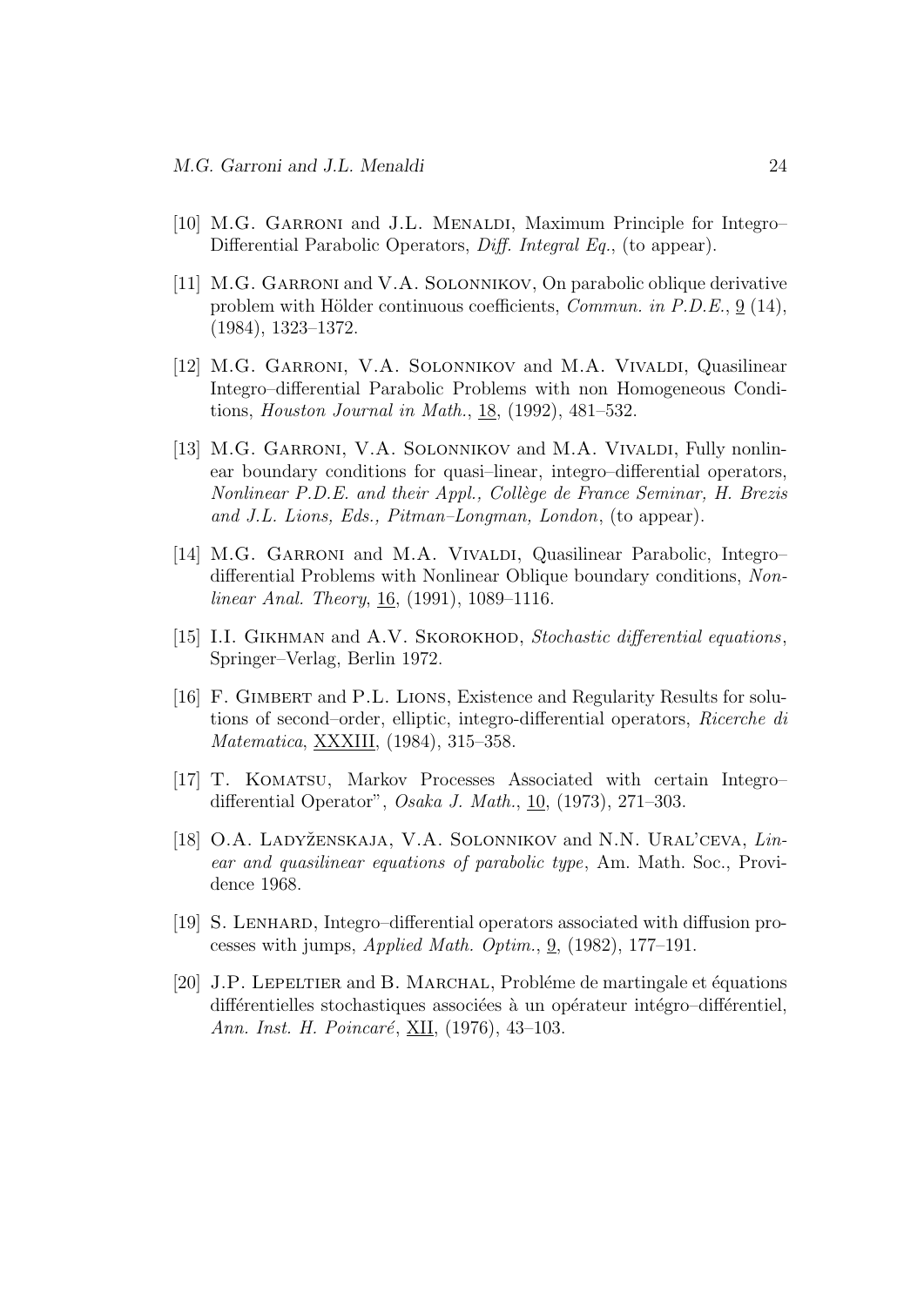[10] M.G. Garroni and J.L. Menaldi, Maximum Principle for Integro–Differential Parabolic Operators, *Diff. Integral Eq.*, (to appear).

[11] M.G. Garroni and V.A. Solonnikov, On parabolic oblique derivative problem with Hölder continuous coefficients, *Commun. in P.D.E.*, 9 (14), (1984), 1323–1372.

[12] M.G. Garroni, V.A. Solonnikov and M.A. Vivaldi, Quasilinear Integro–differential Parabolic Problems with non Homogeneous Conditions, *Houston Journal in Math.*, 18, (1992), 481–532.

[13] M.G. Garroni, V.A. Solonnikov and M.A. Vivaldi, Fully nonlinear boundary conditions for quasi–linear, integro–differential operators, *Nonlinear P.D.E. and their Appl., Collège de France Seminar, H. Brezis and J.L. Lions, Eds., Pitman–Longman, London*, (to appear).

[14] M.G. Garroni and M.A. Vivaldi, Quasilinear Parabolic, Integro–differential Problems with Nonlinear Oblique boundary conditions, *Nonlinear Anal. Theory*, 16, (1991), 1089–1116.

[15] I.I. Gikhman and A.V. Skorokhod, *Stochastic differential equations*, Springer–Verlag, Berlin 1972.

[16] F. Gimbert and P.L. Lions, Existence and Regularity Results for solutions of second–order, elliptic, integro-differential operators, *Ricerche di Matematica*, XXXIII, (1984), 315–358.

[17] T. Komatsu, Markov Processes Associated with certain Integro–differential Operator", *Osaka J. Math.*, 10, (1973), 271–303.

[18] O.A. Ladyženskaja, V.A. Solonnikov and N.N. Ural'ceva, *Linear and quasilinear equations of parabolic type*, Am. Math. Soc., Providence 1968.

[19] S. Lenhard, Integro–differential operators associated with diffusion processes with jumps, *Applied Math. Optim.*, 9, (1982), 177–191.

[20] J.P. Lepeltier and B. Marchal, Probléme de martingale et équations différentielles stochastiques associées à un opérateur intégro–différentiel, *Ann. Inst. H. Poincaré*, XII, (1976), 43–103.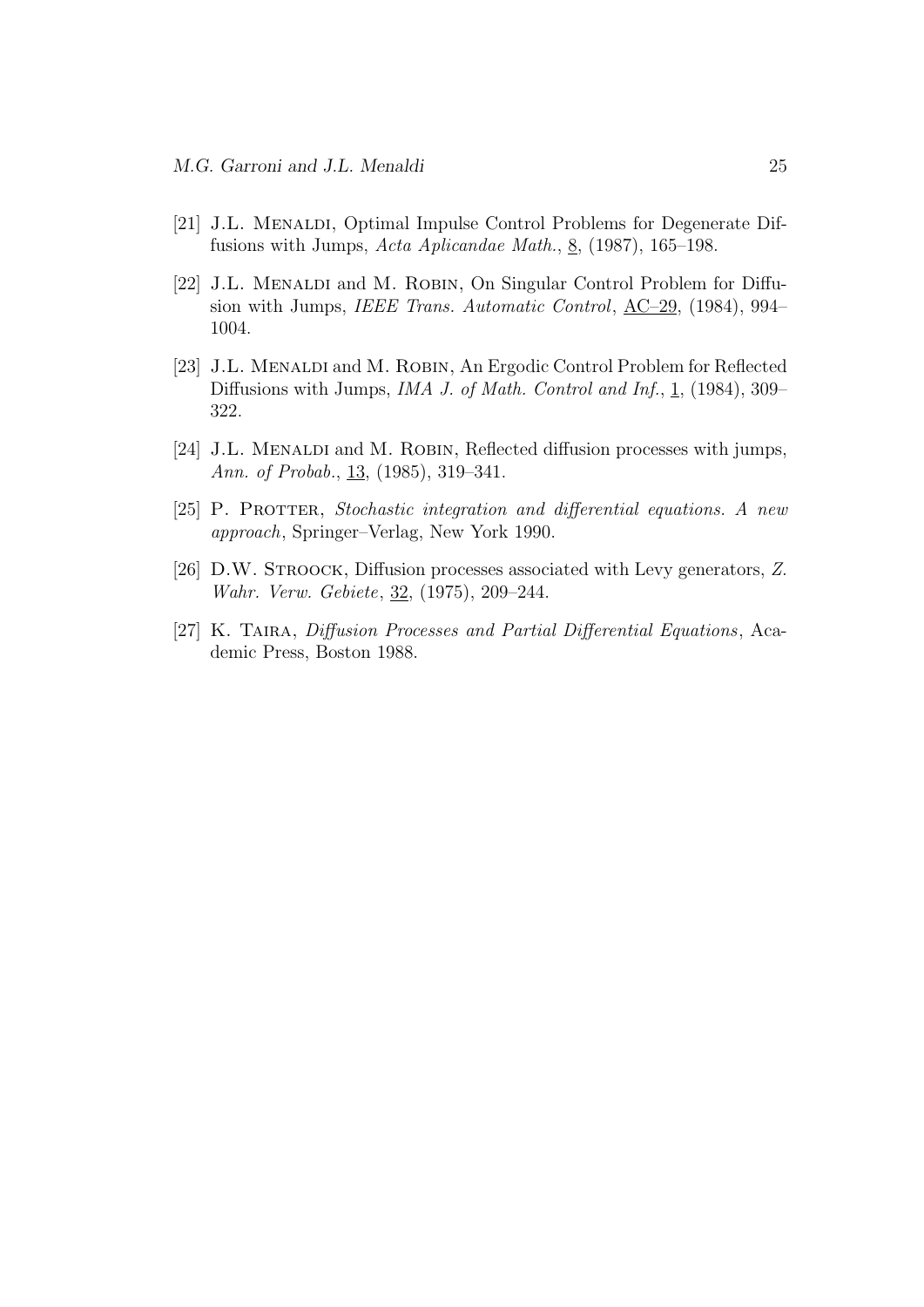[21] J.L. Menaldi, Optimal Impulse Control Problems for Degenerate Diffusions with Jumps, *Acta Aplicandae Math.*, 8, (1987), 165–198.

[22] J.L. Menaldi and M. Robin, On Singular Control Problem for Diffusion with Jumps, *IEEE Trans. Automatic Control*, AC–29, (1984), 994–1004.

[23] J.L. Menaldi and M. Robin, An Ergodic Control Problem for Reflected Diffusions with Jumps, *IMA J. of Math. Control and Inf.*, 1, (1984), 309–322.

[24] J.L. Menaldi and M. Robin, Reflected diffusion processes with jumps, *Ann. of Probab.*, 13, (1985), 319–341.

[25] P. Protter, *Stochastic integration and differential equations. A new approach*, Springer–Verlag, New York 1990.

[26] D.W. Stroock, Diffusion processes associated with Levy generators, *Z. Wahr. Verw. Gebiete*, 32, (1975), 209–244.

[27] K. Taira, *Diffusion Processes and Partial Differential Equations*, Academic Press, Boston 1988.